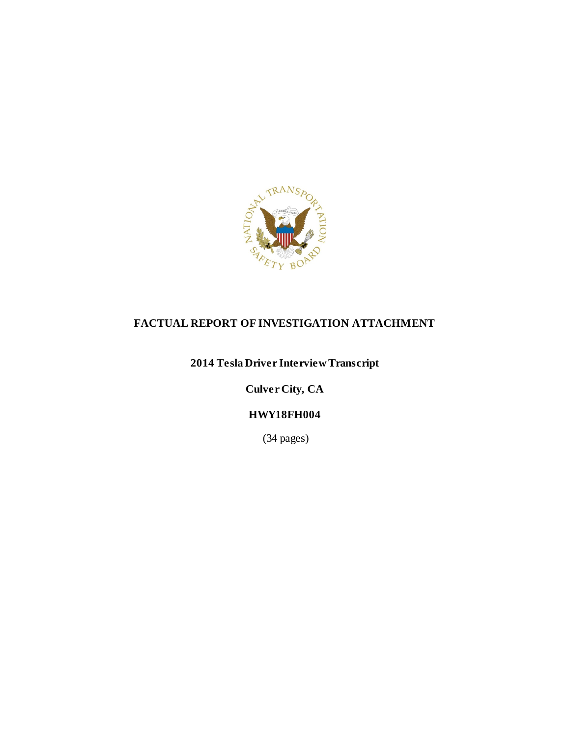# FACTUAL REPORT OF INVESTIGATION ATTACHMENT

**2014 Tesla Driver Interview Transcript**

**Culver City, CA**

**HWY18FH004**

(34 pages)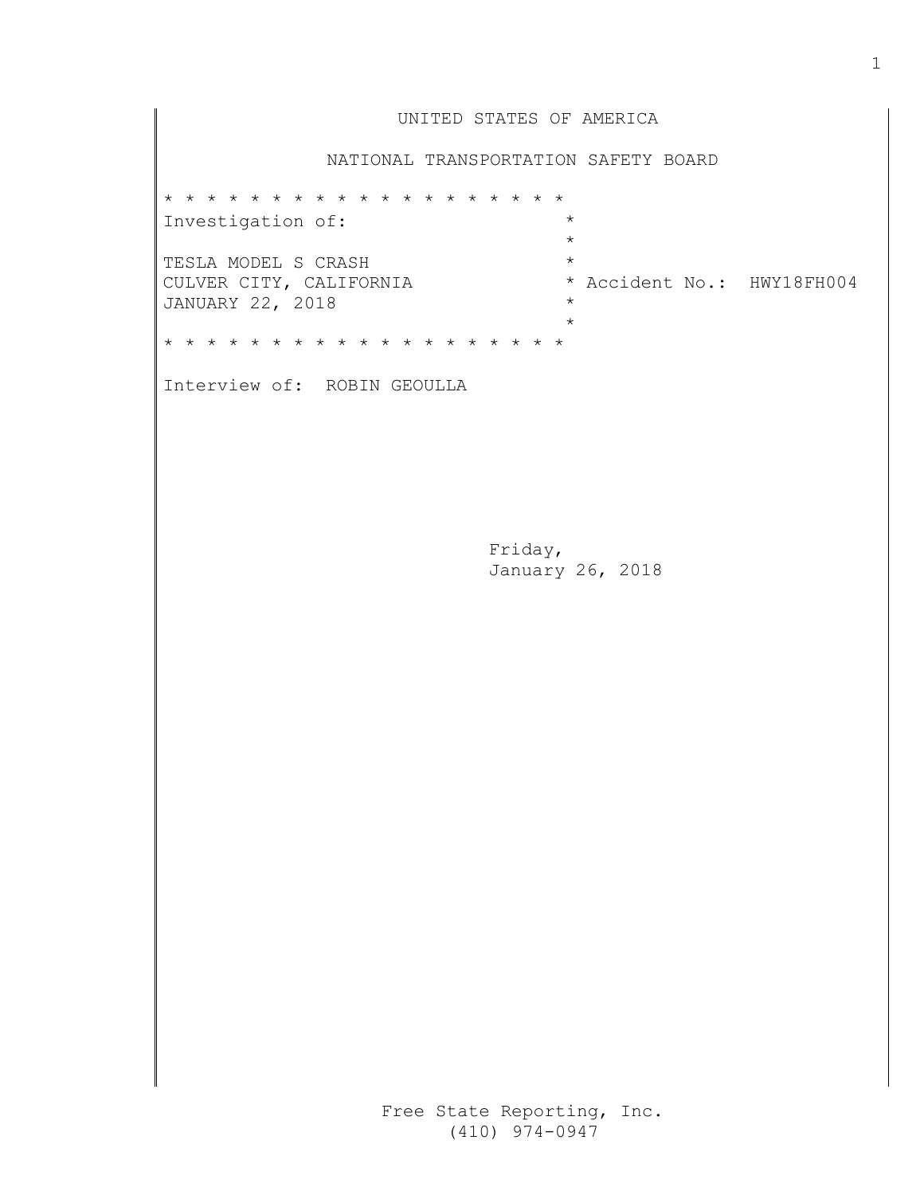UNITED STATES OF AMERICA

NATIONAL TRANSPORTATION SAFETY BOARD

```
* * * * * * * * * * * * * * * * * * *
Investigation of:                   *
                                    *
TESLA MODEL S CRASH                 *
CULVER CITY, CALIFORNIA             * Accident No.:  HWY18FH004
JANUARY 22, 2018                    *
                                    *
* * * * * * * * * * * * * * * * * * *
```

Interview of: ROBIN GEOULLA

Friday,
January 26, 2018

Free State Reporting, Inc.
(410) 974-0947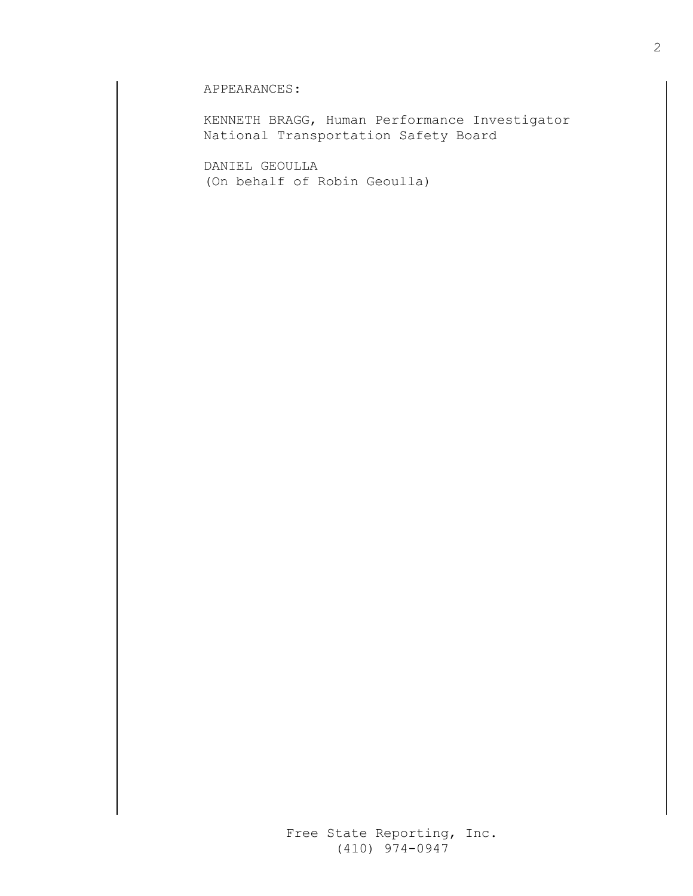APPEARANCES:

KENNETH BRAGG, Human Performance Investigator
National Transportation Safety Board

DANIEL GEOULLA
(On behalf of Robin Geoulla)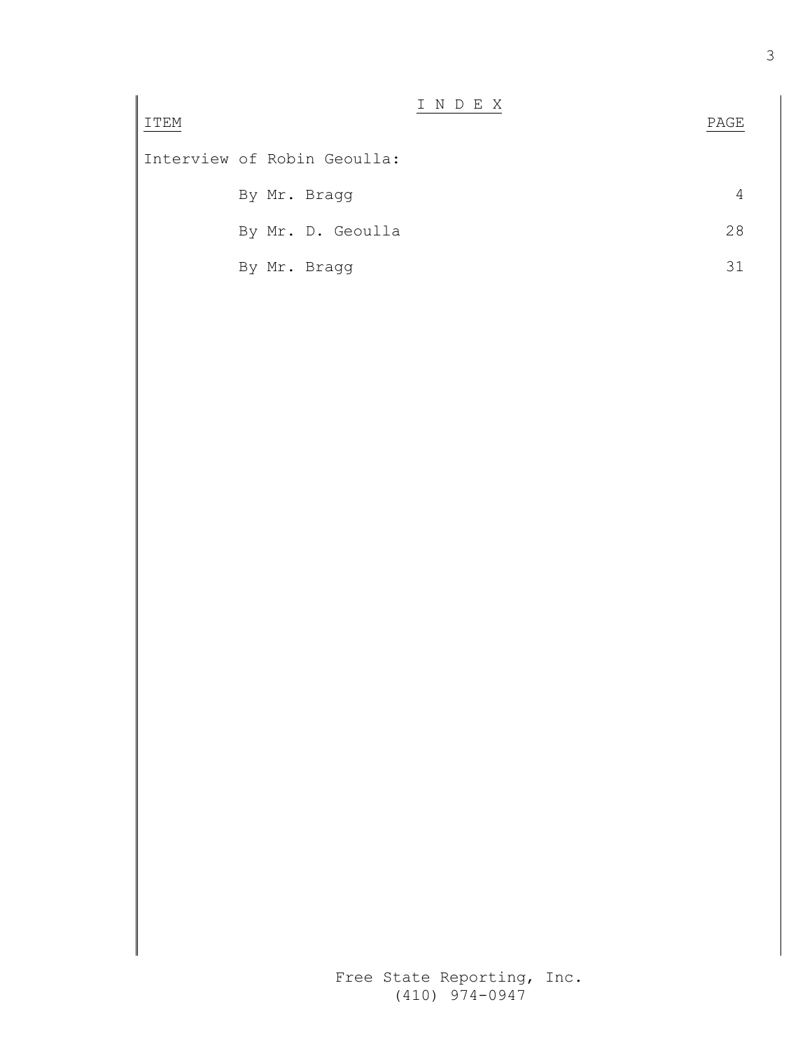# I N D E X

| ITEM | PAGE |
|---|---|
| Interview of Robin Geoulla: | |
| By Mr. Bragg | 4 |
| By Mr. D. Geoulla | 28 |
| By Mr. Bragg | 31 |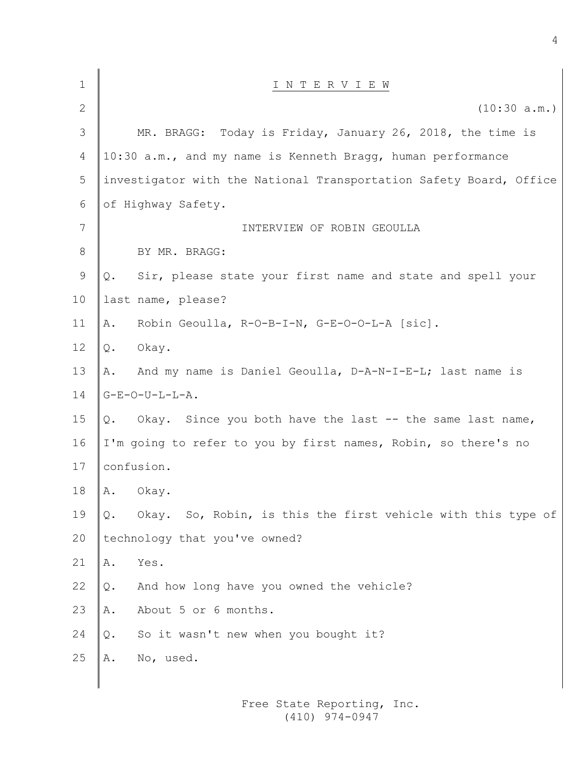## I N T E R V I E W

(10:30 a.m.)

MR. BRAGG: Today is Friday, January 26, 2018, the time is 10:30 a.m., and my name is Kenneth Bragg, human performance investigator with the National Transportation Safety Board, Office of Highway Safety.

INTERVIEW OF ROBIN GEOULLA

BY MR. BRAGG:

Q. Sir, please state your first name and state and spell your last name, please?

A. Robin Geoulla, R-O-B-I-N, G-E-O-O-L-A [sic].

Q. Okay.

A. And my name is Daniel Geoulla, D-A-N-I-E-L; last name is G-E-O-U-L-L-A.

Q. Okay. Since you both have the last -- the same last name, I'm going to refer to you by first names, Robin, so there's no confusion.

A. Okay.

Q. Okay. So, Robin, is this the first vehicle with this type of technology that you've owned?

A. Yes.

Q. And how long have you owned the vehicle?

A. About 5 or 6 months.

Q. So it wasn't new when you bought it?

A. No, used.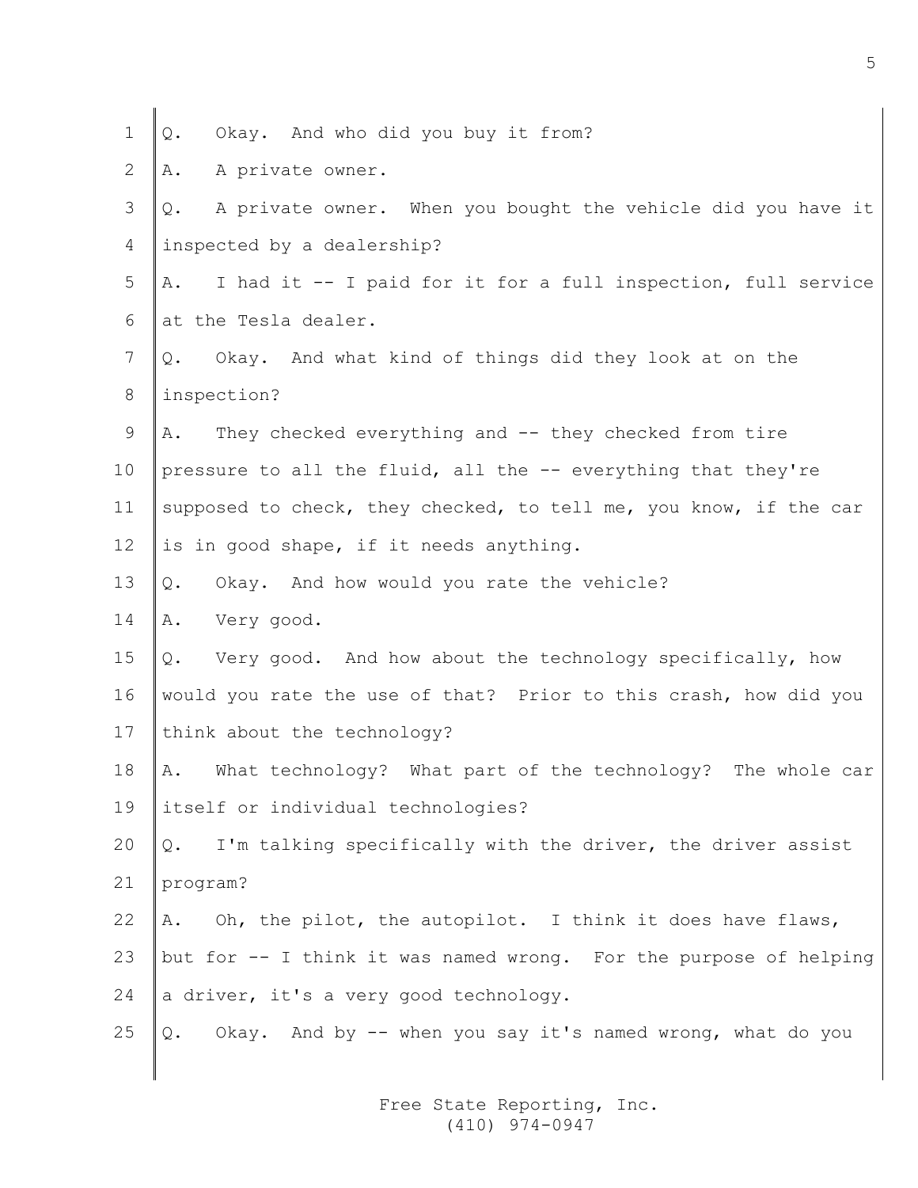Q. Okay. And who did you buy it from?

A. A private owner.

Q. A private owner. When you bought the vehicle did you have it inspected by a dealership?

A. I had it -- I paid for it for a full inspection, full service at the Tesla dealer.

Q. Okay. And what kind of things did they look at on the inspection?

A. They checked everything and -- they checked from tire pressure to all the fluid, all the -- everything that they're supposed to check, they checked, to tell me, you know, if the car is in good shape, if it needs anything.

Q. Okay. And how would you rate the vehicle?

A. Very good.

Q. Very good. And how about the technology specifically, how would you rate the use of that? Prior to this crash, how did you think about the technology?

A. What technology? What part of the technology? The whole car itself or individual technologies?

Q. I'm talking specifically with the driver, the driver assist program?

A. Oh, the pilot, the autopilot. I think it does have flaws, but for -- I think it was named wrong. For the purpose of helping a driver, it's a very good technology.

Q. Okay. And by -- when you say it's named wrong, what do you

Free State Reporting, Inc.
(410) 974-0947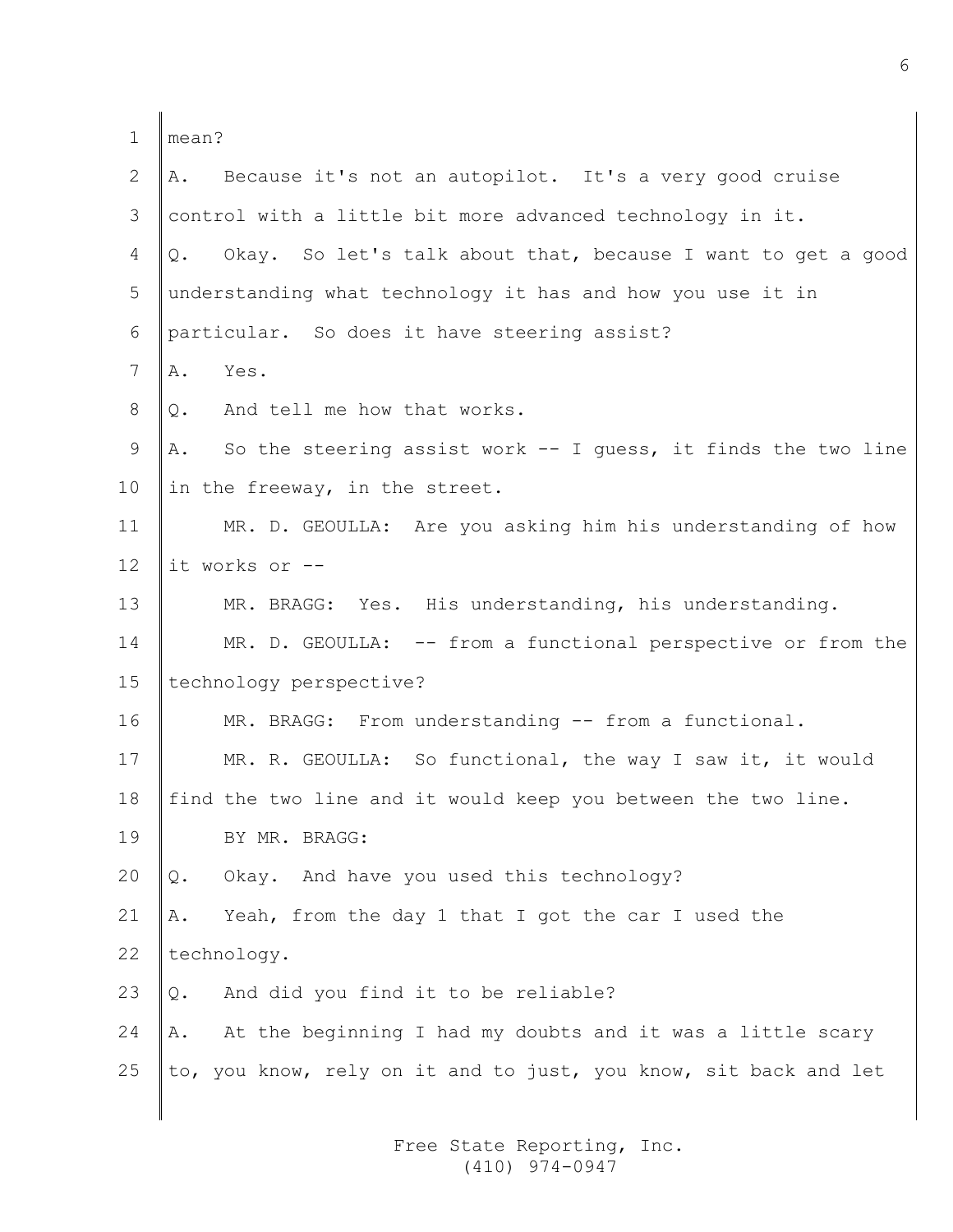1 mean?

2 A. Because it's not an autopilot. It's a very good cruise

3 control with a little bit more advanced technology in it.

4 Q. Okay. So let's talk about that, because I want to get a good

5 understanding what technology it has and how you use it in

6 particular. So does it have steering assist?

7 A. Yes.

8 Q. And tell me how that works.

9 A. So the steering assist work -- I guess, it finds the two line

10 in the freeway, in the street.

11 MR. D. GEOULLA: Are you asking him his understanding of how

12 it works or --

13 MR. BRAGG: Yes. His understanding, his understanding.

14 MR. D. GEOULLA: -- from a functional perspective or from the

15 technology perspective?

16 MR. BRAGG: From understanding -- from a functional.

17 MR. R. GEOULLA: So functional, the way I saw it, it would

18 find the two line and it would keep you between the two line.

19 BY MR. BRAGG:

20 Q. Okay. And have you used this technology?

21 A. Yeah, from the day 1 that I got the car I used the

22 technology.

23 Q. And did you find it to be reliable?

24 A. At the beginning I had my doubts and it was a little scary

25 to, you know, rely on it and to just, you know, sit back and let

Free State Reporting, Inc.
(410) 974-0947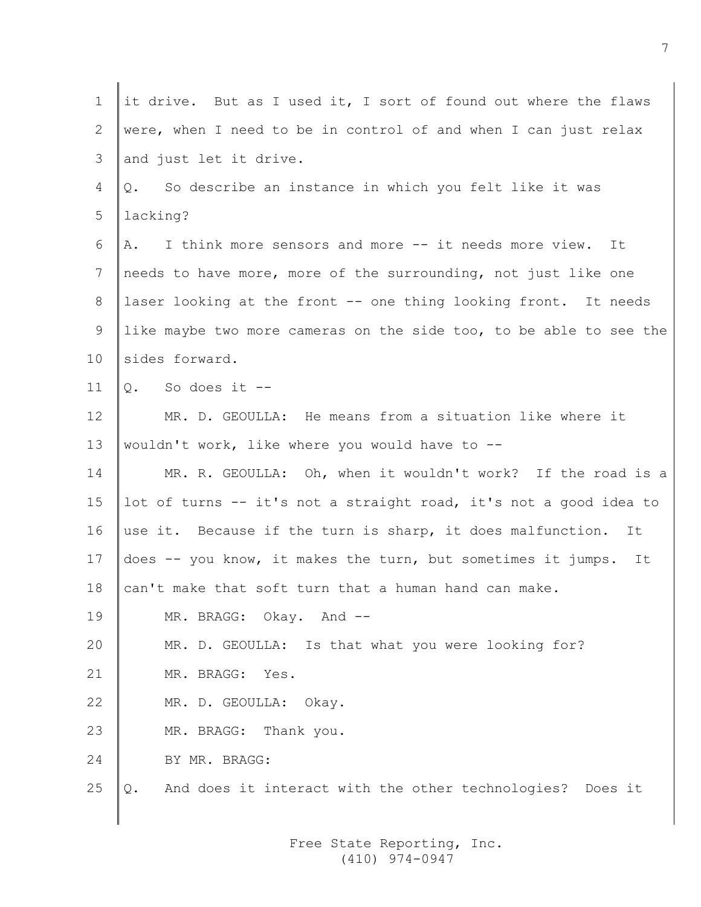it drive. But as I used it, I sort of found out where the flaws were, when I need to be in control of and when I can just relax and just let it drive.

Q. So describe an instance in which you felt like it was lacking?

A. I think more sensors and more -- it needs more view. It needs to have more, more of the surrounding, not just like one laser looking at the front -- one thing looking front. It needs like maybe two more cameras on the side too, to be able to see the sides forward.

Q. So does it --

MR. D. GEOULLA: He means from a situation like where it wouldn't work, like where you would have to --

MR. R. GEOULLA: Oh, when it wouldn't work? If the road is a lot of turns -- it's not a straight road, it's not a good idea to use it. Because if the turn is sharp, it does malfunction. It does -- you know, it makes the turn, but sometimes it jumps. It can't make that soft turn that a human hand can make.

MR. BRAGG: Okay. And --

MR. D. GEOULLA: Is that what you were looking for?

MR. BRAGG: Yes.

MR. D. GEOULLA: Okay.

MR. BRAGG: Thank you.

BY MR. BRAGG:

Q. And does it interact with the other technologies? Does it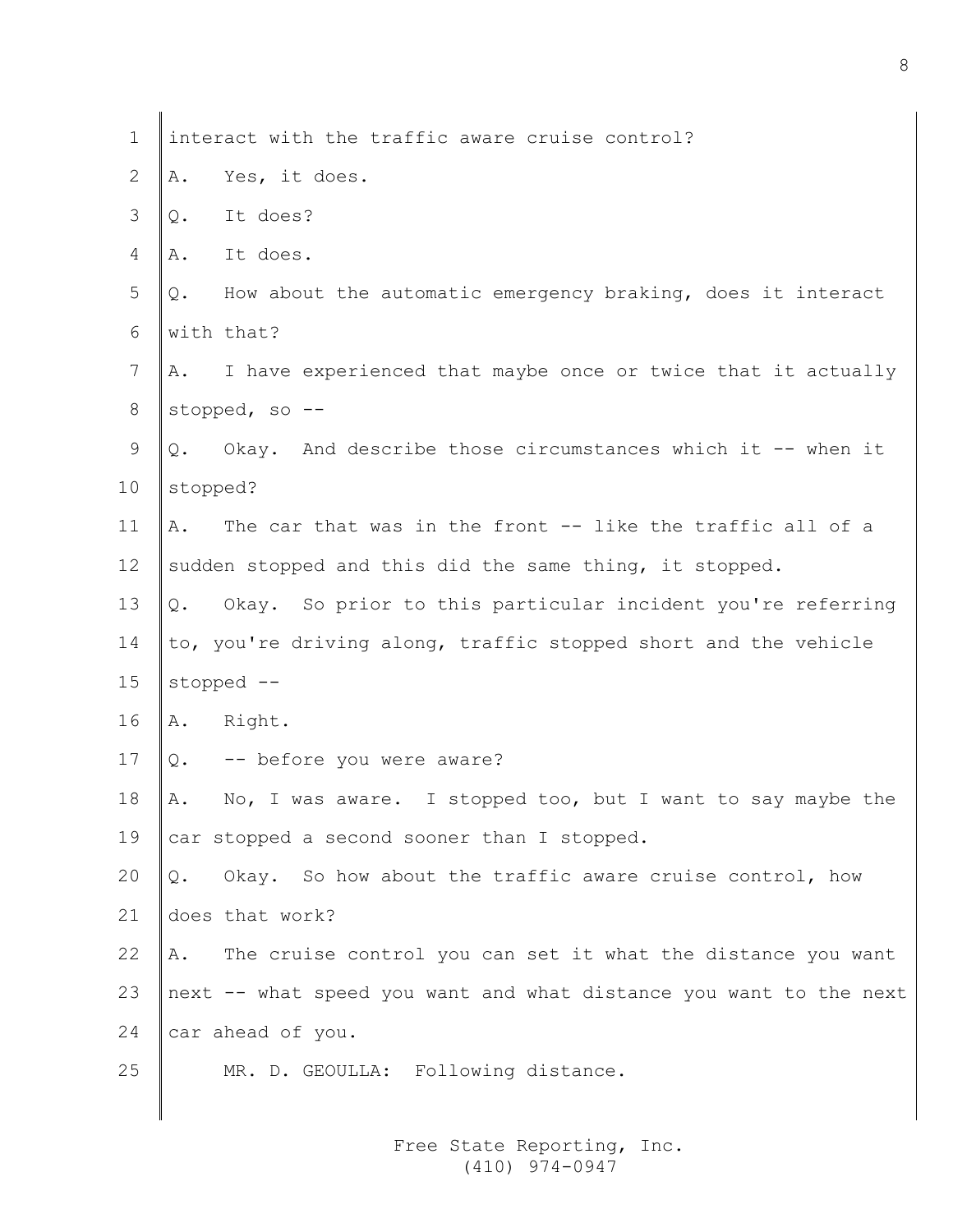interact with the traffic aware cruise control?

A. Yes, it does.

Q. It does?

A. It does.

Q. How about the automatic emergency braking, does it interact with that?

A. I have experienced that maybe once or twice that it actually stopped, so --

Q. Okay. And describe those circumstances which it -- when it stopped?

A. The car that was in the front -- like the traffic all of a sudden stopped and this did the same thing, it stopped.

Q. Okay. So prior to this particular incident you're referring to, you're driving along, traffic stopped short and the vehicle stopped --

A. Right.

Q. -- before you were aware?

A. No, I was aware. I stopped too, but I want to say maybe the car stopped a second sooner than I stopped.

Q. Okay. So how about the traffic aware cruise control, how does that work?

A. The cruise control you can set it what the distance you want next -- what speed you want and what distance you want to the next car ahead of you.

MR. D. GEOULLA: Following distance.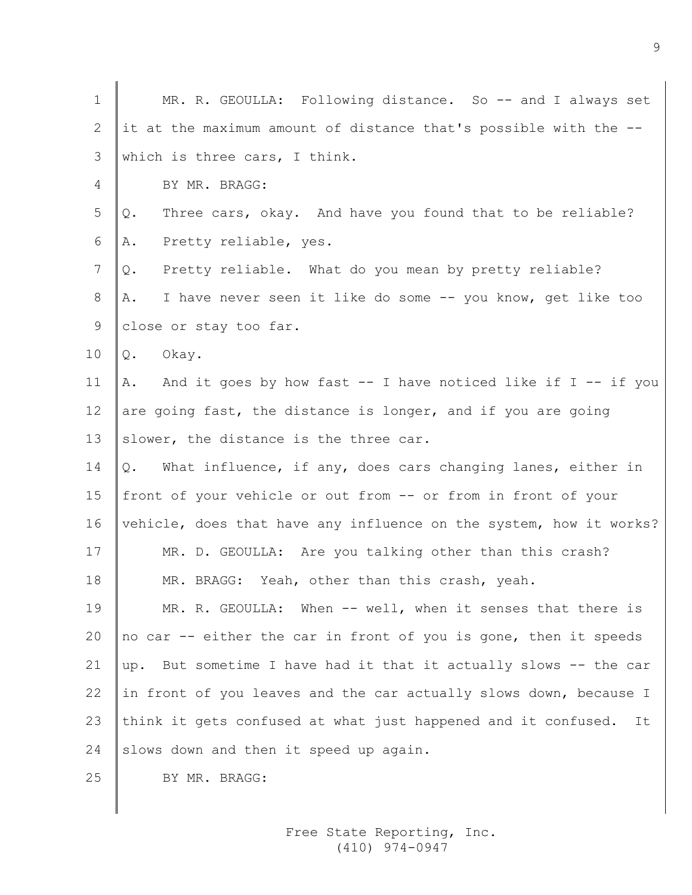MR. R. GEOULLA: Following distance. So -- and I always set it at the maximum amount of distance that's possible with the -- which is three cars, I think.

BY MR. BRAGG:

Q. Three cars, okay. And have you found that to be reliable?

A. Pretty reliable, yes.

Q. Pretty reliable. What do you mean by pretty reliable?

A. I have never seen it like do some -- you know, get like too close or stay too far.

Q. Okay.

A. And it goes by how fast -- I have noticed like if I -- if you are going fast, the distance is longer, and if you are going slower, the distance is the three car.

Q. What influence, if any, does cars changing lanes, either in front of your vehicle or out from -- or from in front of your vehicle, does that have any influence on the system, how it works?

MR. D. GEOULLA: Are you talking other than this crash?

MR. BRAGG: Yeah, other than this crash, yeah.

MR. R. GEOULLA: When -- well, when it senses that there is no car -- either the car in front of you is gone, then it speeds up. But sometime I have had it that it actually slows -- the car in front of you leaves and the car actually slows down, because I think it gets confused at what just happened and it confused. It slows down and then it speed up again.

BY MR. BRAGG: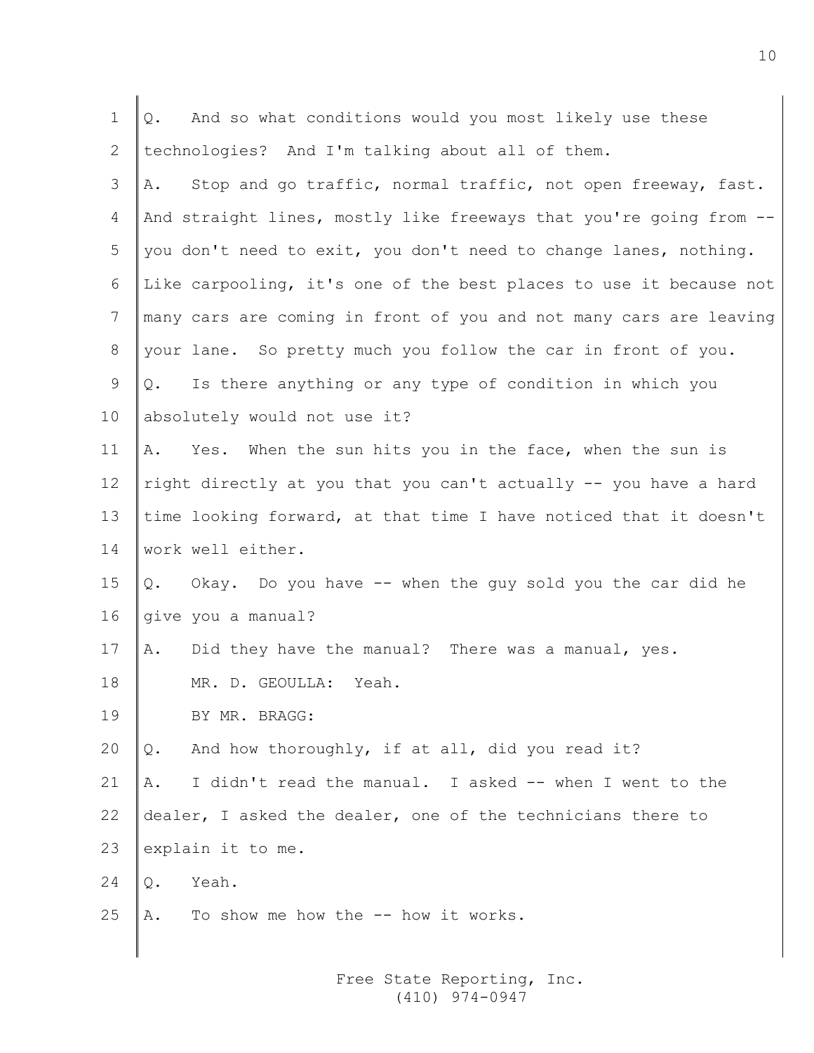Q. And so what conditions would you most likely use these technologies? And I'm talking about all of them.

A. Stop and go traffic, normal traffic, not open freeway, fast. And straight lines, mostly like freeways that you're going from -- you don't need to exit, you don't need to change lanes, nothing. Like carpooling, it's one of the best places to use it because not many cars are coming in front of you and not many cars are leaving your lane. So pretty much you follow the car in front of you.

Q. Is there anything or any type of condition in which you absolutely would not use it?

A. Yes. When the sun hits you in the face, when the sun is right directly at you that you can't actually -- you have a hard time looking forward, at that time I have noticed that it doesn't work well either.

Q. Okay. Do you have -- when the guy sold you the car did he give you a manual?

A. Did they have the manual? There was a manual, yes.

MR. D. GEOULLA: Yeah.

BY MR. BRAGG:

Q. And how thoroughly, if at all, did you read it?

A. I didn't read the manual. I asked -- when I went to the dealer, I asked the dealer, one of the technicians there to explain it to me.

Q. Yeah.

A. To show me how the -- how it works.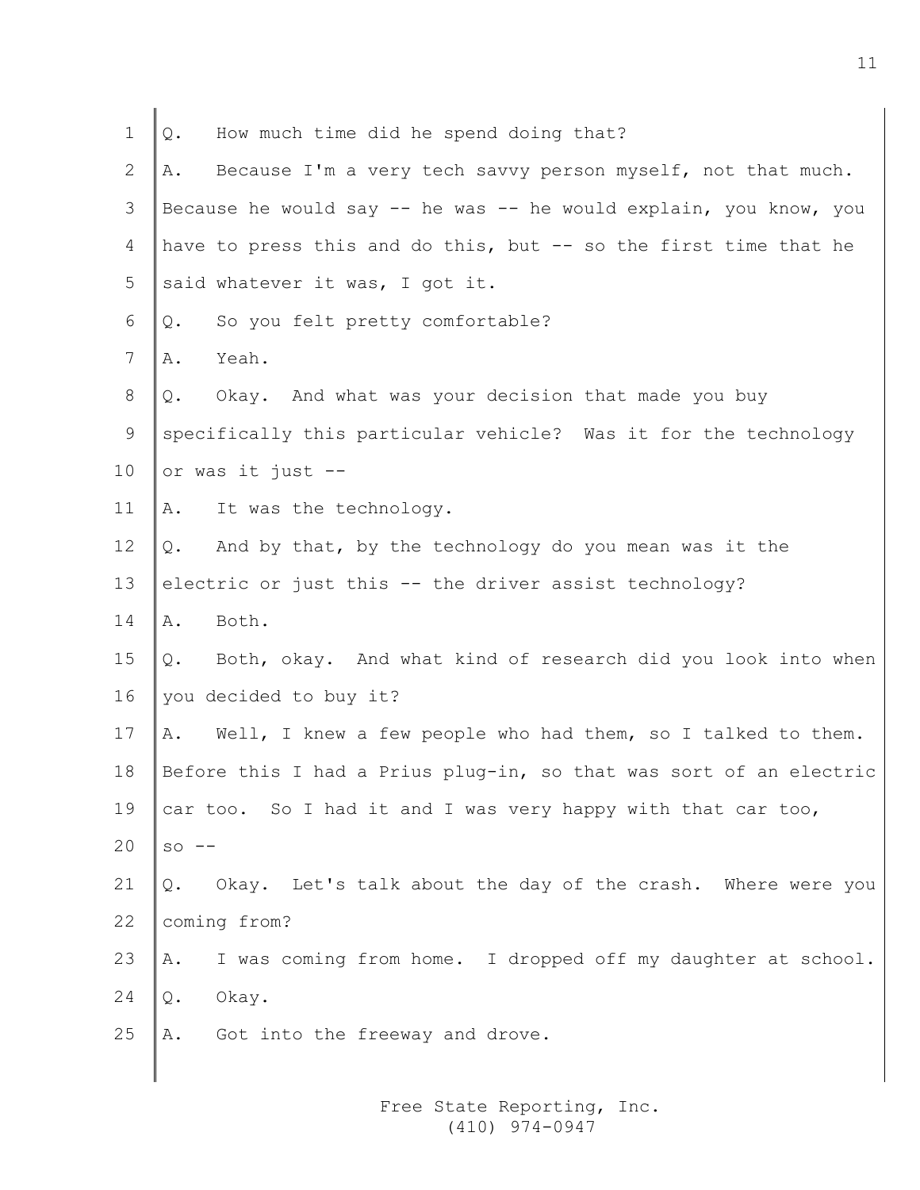Q. How much time did he spend doing that?

A. Because I'm a very tech savvy person myself, not that much. Because he would say -- he was -- he would explain, you know, you have to press this and do this, but -- so the first time that he said whatever it was, I got it.

Q. So you felt pretty comfortable?

A. Yeah.

Q. Okay. And what was your decision that made you buy specifically this particular vehicle? Was it for the technology or was it just --

A. It was the technology.

Q. And by that, by the technology do you mean was it the electric or just this -- the driver assist technology?

A. Both.

Q. Both, okay. And what kind of research did you look into when you decided to buy it?

A. Well, I knew a few people who had them, so I talked to them. Before this I had a Prius plug-in, so that was sort of an electric car too. So I had it and I was very happy with that car too, so --

Q. Okay. Let's talk about the day of the crash. Where were you coming from?

A. I was coming from home. I dropped off my daughter at school.

Q. Okay.

A. Got into the freeway and drove.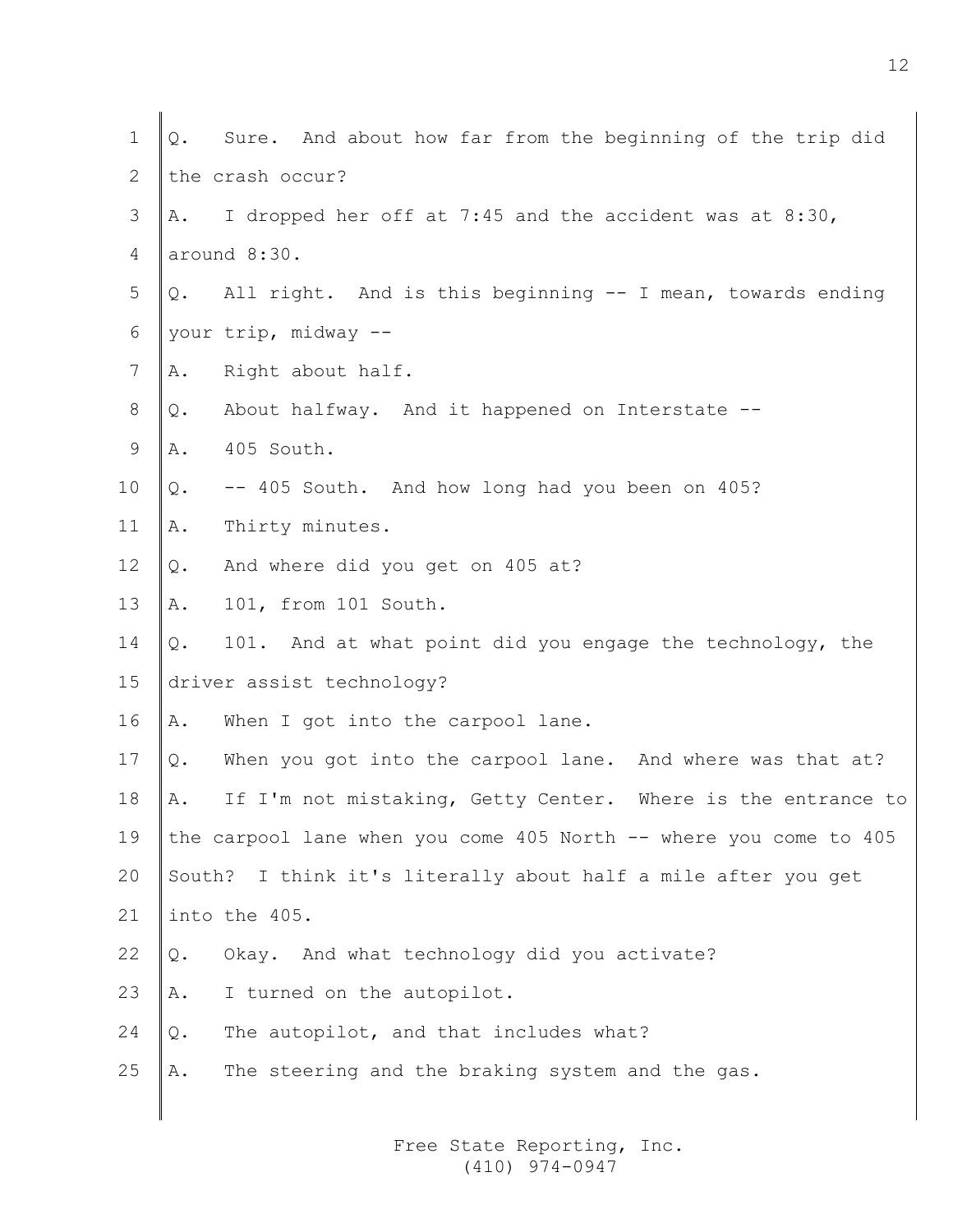1 Q. Sure. And about how far from the beginning of the trip did
2 the crash occur?
3 A. I dropped her off at 7:45 and the accident was at 8:30,
4 around 8:30.
5 Q. All right. And is this beginning -- I mean, towards ending
6 your trip, midway --
7 A. Right about half.
8 Q. About halfway. And it happened on Interstate --
9 A. 405 South.
10 Q. -- 405 South. And how long had you been on 405?
11 A. Thirty minutes.
12 Q. And where did you get on 405 at?
13 A. 101, from 101 South.
14 Q. 101. And at what point did you engage the technology, the
15 driver assist technology?
16 A. When I got into the carpool lane.
17 Q. When you got into the carpool lane. And where was that at?
18 A. If I'm not mistaking, Getty Center. Where is the entrance to
19 the carpool lane when you come 405 North -- where you come to 405
20 South? I think it's literally about half a mile after you get
21 into the 405.
22 Q. Okay. And what technology did you activate?
23 A. I turned on the autopilot.
24 Q. The autopilot, and that includes what?
25 A. The steering and the braking system and the gas.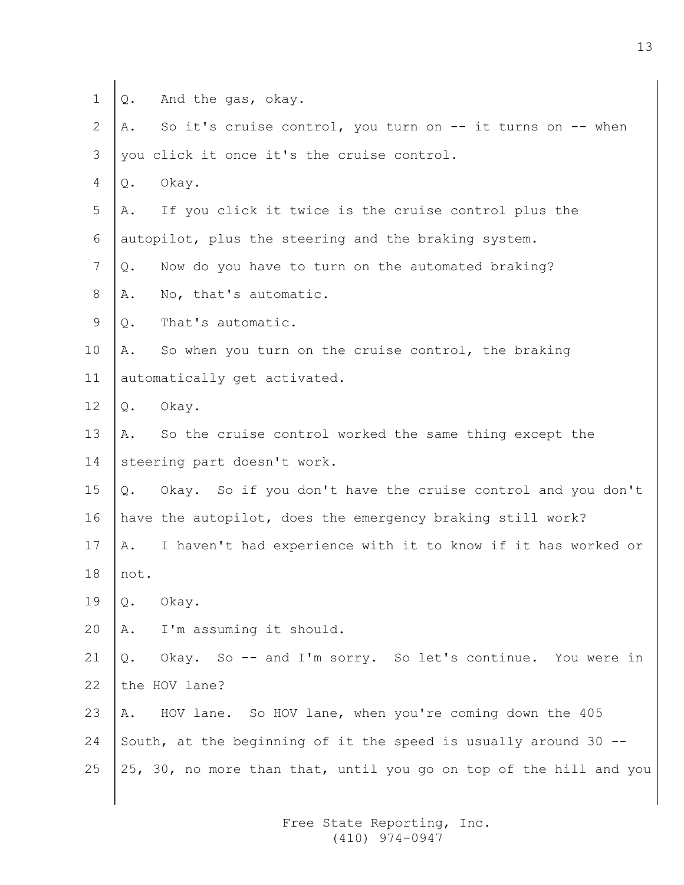Q. And the gas, okay.

A. So it's cruise control, you turn on -- it turns on -- when you click it once it's the cruise control.

Q. Okay.

A. If you click it twice is the cruise control plus the autopilot, plus the steering and the braking system.

Q. Now do you have to turn on the automated braking?

A. No, that's automatic.

Q. That's automatic.

A. So when you turn on the cruise control, the braking automatically get activated.

Q. Okay.

A. So the cruise control worked the same thing except the steering part doesn't work.

Q. Okay. So if you don't have the cruise control and you don't have the autopilot, does the emergency braking still work?

A. I haven't had experience with it to know if it has worked or not.

Q. Okay.

A. I'm assuming it should.

Q. Okay. So -- and I'm sorry. So let's continue. You were in the HOV lane?

A. HOV lane. So HOV lane, when you're coming down the 405 South, at the beginning of it the speed is usually around 30 -- 25, 30, no more than that, until you go on top of the hill and you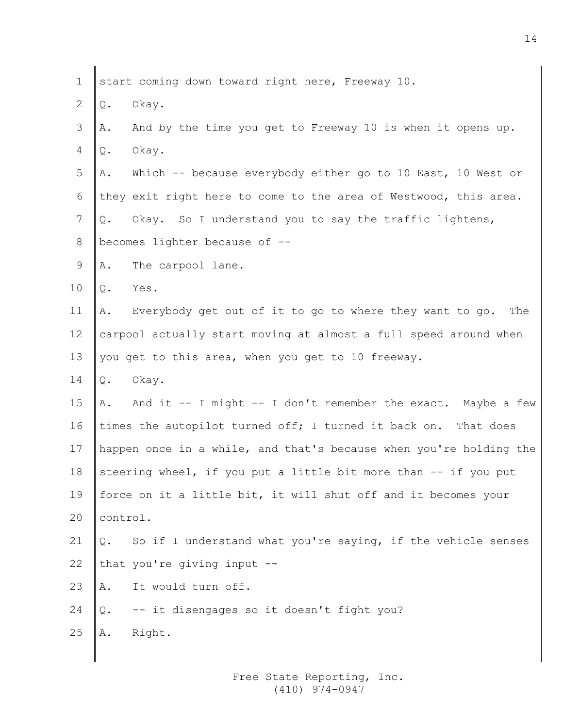start coming down toward right here, Freeway 10.

Q. Okay.

A. And by the time you get to Freeway 10 is when it opens up.

Q. Okay.

A. Which -- because everybody either go to 10 East, 10 West or they exit right here to come to the area of Westwood, this area.

Q. Okay. So I understand you to say the traffic lightens, becomes lighter because of --

A. The carpool lane.

Q. Yes.

A. Everybody get out of it to go to where they want to go. The carpool actually start moving at almost a full speed around when you get to this area, when you get to 10 freeway.

Q. Okay.

A. And it -- I might -- I don't remember the exact. Maybe a few times the autopilot turned off; I turned it back on. That does happen once in a while, and that's because when you're holding the steering wheel, if you put a little bit more than -- if you put force on it a little bit, it will shut off and it becomes your control.

Q. So if I understand what you're saying, if the vehicle senses that you're giving input --

A. It would turn off.

Q. -- it disengages so it doesn't fight you?

A. Right.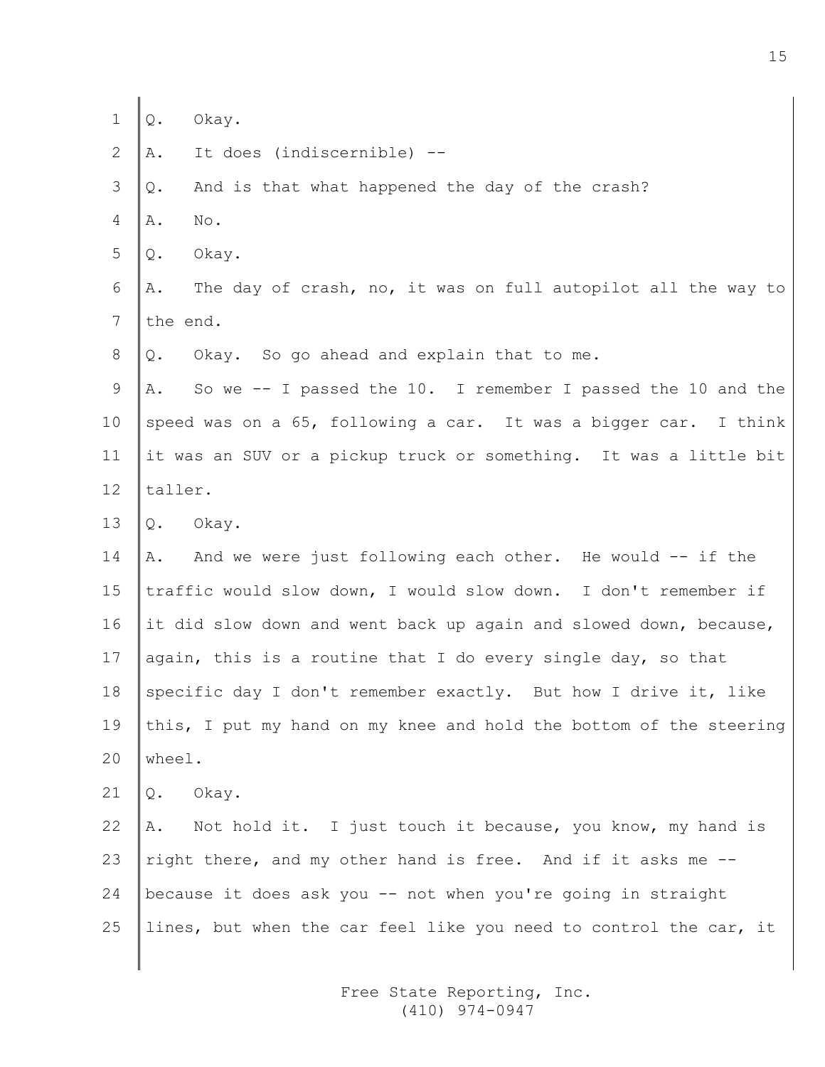Q. Okay.

A. It does (indiscernible) --

Q. And is that what happened the day of the crash?

A. No.

Q. Okay.

A. The day of crash, no, it was on full autopilot all the way to the end.

Q. Okay. So go ahead and explain that to me.

A. So we -- I passed the 10. I remember I passed the 10 and the speed was on a 65, following a car. It was a bigger car. I think it was an SUV or a pickup truck or something. It was a little bit taller.

Q. Okay.

A. And we were just following each other. He would -- if the traffic would slow down, I would slow down. I don't remember if it did slow down and went back up again and slowed down, because, again, this is a routine that I do every single day, so that specific day I don't remember exactly. But how I drive it, like this, I put my hand on my knee and hold the bottom of the steering wheel.

Q. Okay.

A. Not hold it. I just touch it because, you know, my hand is right there, and my other hand is free. And if it asks me -- because it does ask you -- not when you're going in straight lines, but when the car feel like you need to control the car, it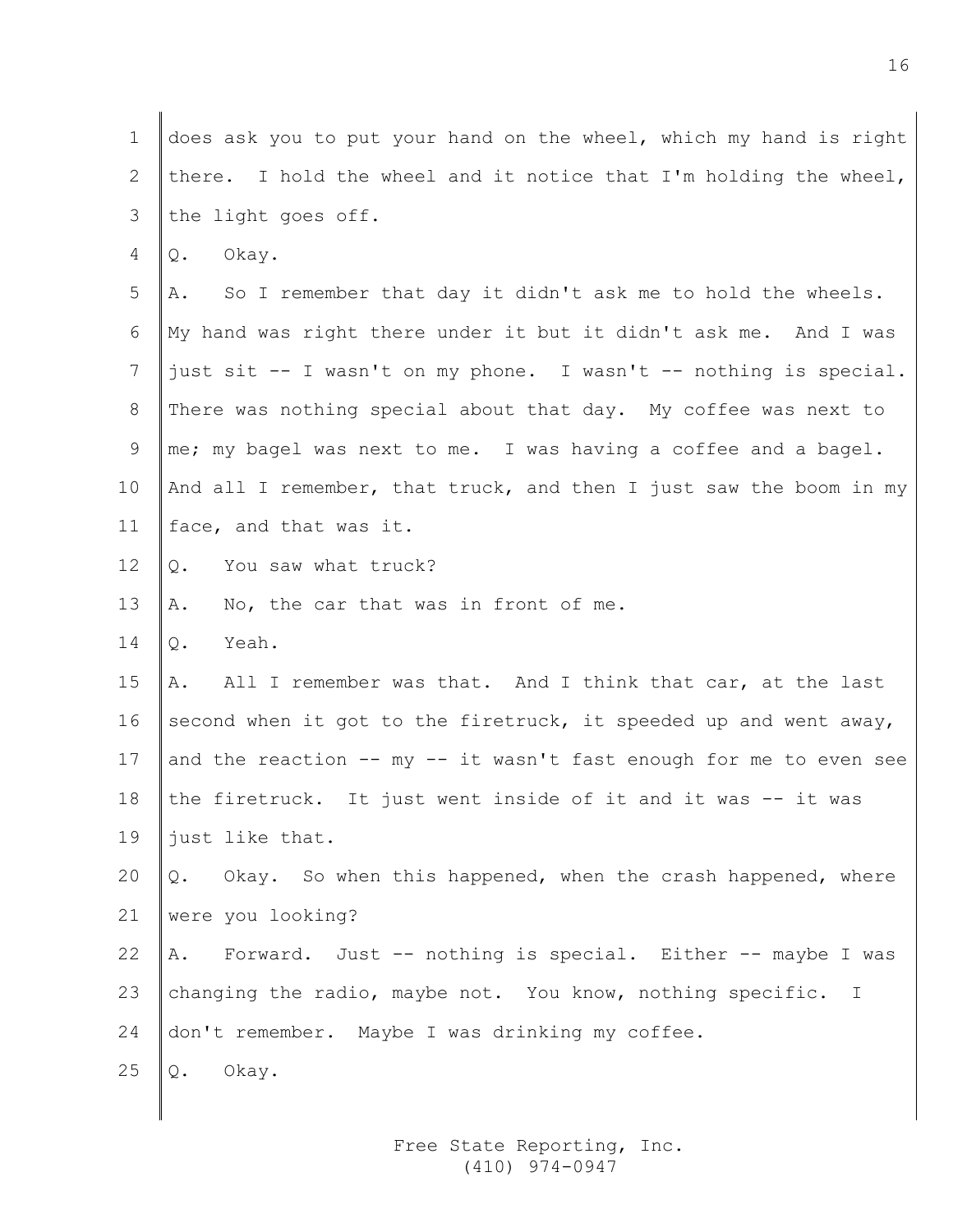does ask you to put your hand on the wheel, which my hand is right there. I hold the wheel and it notice that I'm holding the wheel, the light goes off.

Q. Okay.

A. So I remember that day it didn't ask me to hold the wheels. My hand was right there under it but it didn't ask me. And I was just sit -- I wasn't on my phone. I wasn't -- nothing is special. There was nothing special about that day. My coffee was next to me; my bagel was next to me. I was having a coffee and a bagel. And all I remember, that truck, and then I just saw the boom in my face, and that was it.

Q. You saw what truck?

A. No, the car that was in front of me.

Q. Yeah.

A. All I remember was that. And I think that car, at the last second when it got to the firetruck, it speeded up and went away, and the reaction -- my -- it wasn't fast enough for me to even see the firetruck. It just went inside of it and it was -- it was just like that.

Q. Okay. So when this happened, when the crash happened, where were you looking?

A. Forward. Just -- nothing is special. Either -- maybe I was changing the radio, maybe not. You know, nothing specific. I don't remember. Maybe I was drinking my coffee.

Q. Okay.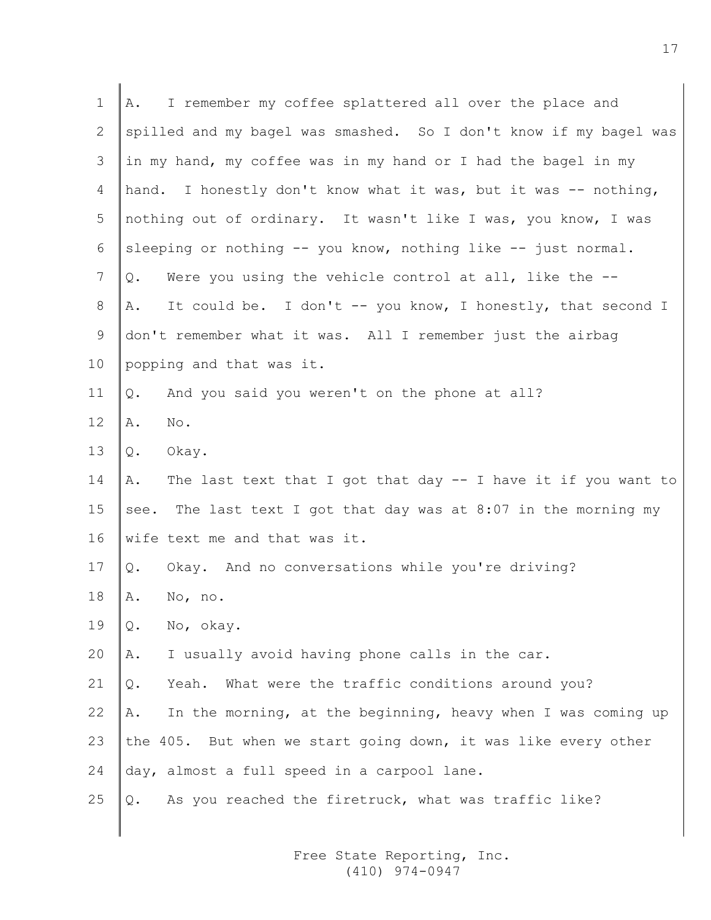1 A. I remember my coffee splattered all over the place and
2 spilled and my bagel was smashed. So I don't know if my bagel was
3 in my hand, my coffee was in my hand or I had the bagel in my
4 hand. I honestly don't know what it was, but it was -- nothing,
5 nothing out of ordinary. It wasn't like I was, you know, I was
6 sleeping or nothing -- you know, nothing like -- just normal.
7 Q. Were you using the vehicle control at all, like the --
8 A. It could be. I don't -- you know, I honestly, that second I
9 don't remember what it was. All I remember just the airbag
10 popping and that was it.
11 Q. And you said you weren't on the phone at all?
12 A. No.
13 Q. Okay.
14 A. The last text that I got that day -- I have it if you want to
15 see. The last text I got that day was at 8:07 in the morning my
16 wife text me and that was it.
17 Q. Okay. And no conversations while you're driving?
18 A. No, no.
19 Q. No, okay.
20 A. I usually avoid having phone calls in the car.
21 Q. Yeah. What were the traffic conditions around you?
22 A. In the morning, at the beginning, heavy when I was coming up
23 the 405. But when we start going down, it was like every other
24 day, almost a full speed in a carpool lane.
25 Q. As you reached the firetruck, what was traffic like?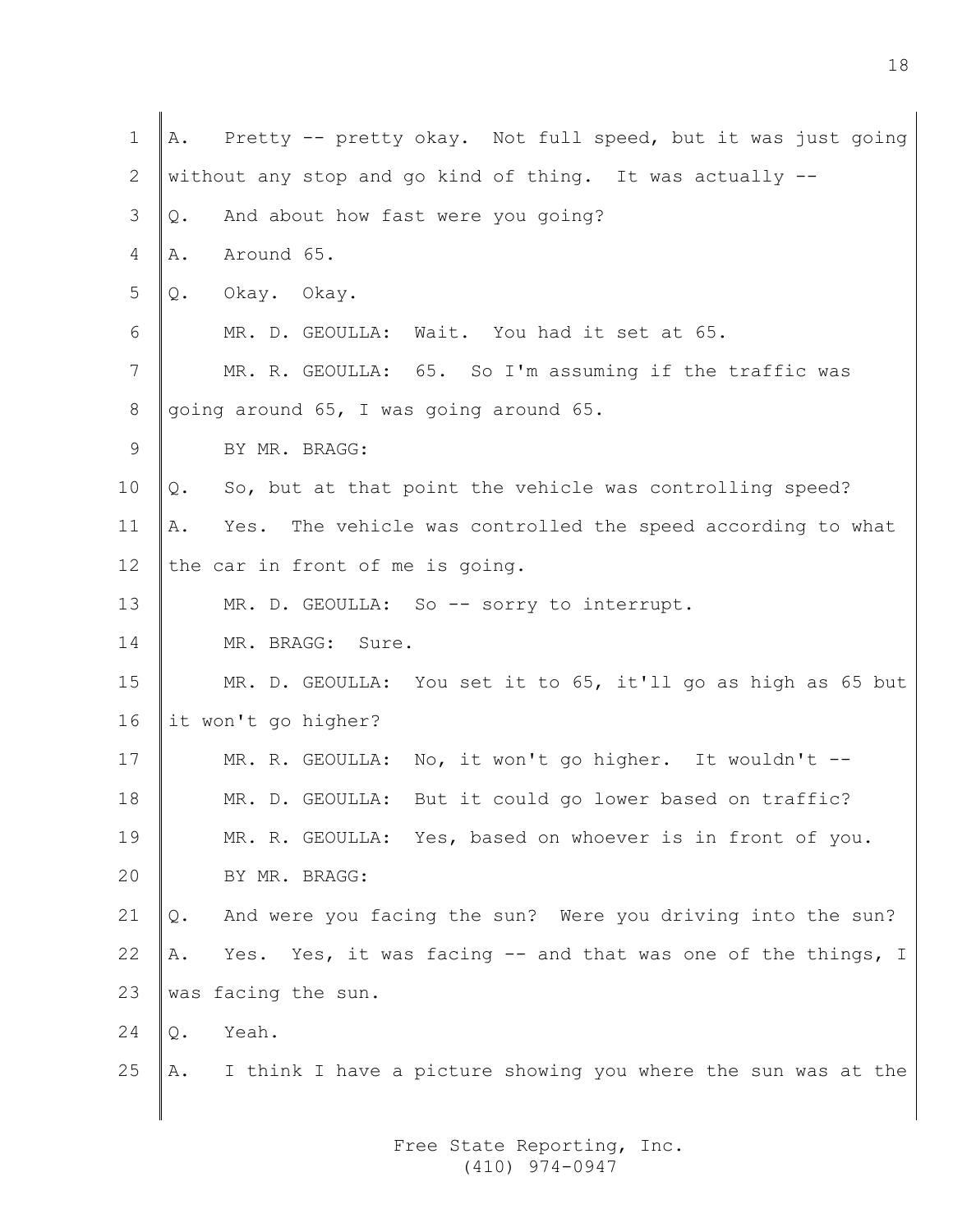1 A. Pretty -- pretty okay. Not full speed, but it was just going
2 without any stop and go kind of thing. It was actually --
3 Q. And about how fast were you going?
4 A. Around 65.
5 Q. Okay. Okay.
6 MR. D. GEOULLA: Wait. You had it set at 65.
7 MR. R. GEOULLA: 65. So I'm assuming if the traffic was
8 going around 65, I was going around 65.
9 BY MR. BRAGG:
10 Q. So, but at that point the vehicle was controlling speed?
11 A. Yes. The vehicle was controlled the speed according to what
12 the car in front of me is going.
13 MR. D. GEOULLA: So -- sorry to interrupt.
14 MR. BRAGG: Sure.
15 MR. D. GEOULLA: You set it to 65, it'll go as high as 65 but
16 it won't go higher?
17 MR. R. GEOULLA: No, it won't go higher. It wouldn't --
18 MR. D. GEOULLA: But it could go lower based on traffic?
19 MR. R. GEOULLA: Yes, based on whoever is in front of you.
20 BY MR. BRAGG:
21 Q. And were you facing the sun? Were you driving into the sun?
22 A. Yes. Yes, it was facing -- and that was one of the things, I
23 was facing the sun.
24 Q. Yeah.
25 A. I think I have a picture showing you where the sun was at the

Free State Reporting, Inc.
(410) 974-0947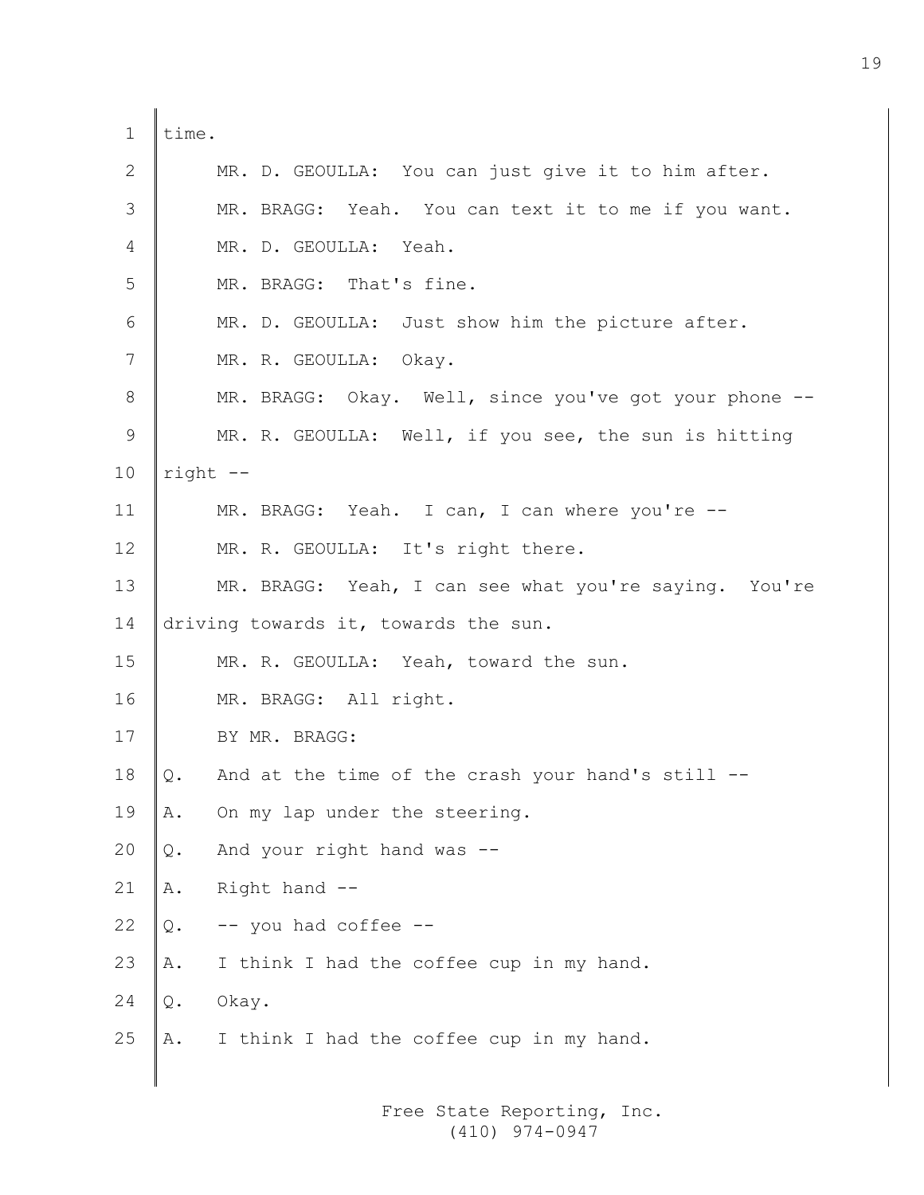time.

MR. D. GEOULLA: You can just give it to him after.

MR. BRAGG: Yeah. You can text it to me if you want.

MR. D. GEOULLA: Yeah.

MR. BRAGG: That's fine.

MR. D. GEOULLA: Just show him the picture after.

MR. R. GEOULLA: Okay.

MR. BRAGG: Okay. Well, since you've got your phone --

MR. R. GEOULLA: Well, if you see, the sun is hitting right --

MR. BRAGG: Yeah. I can, I can where you're --

MR. R. GEOULLA: It's right there.

MR. BRAGG: Yeah, I can see what you're saying. You're driving towards it, towards the sun.

MR. R. GEOULLA: Yeah, toward the sun.

MR. BRAGG: All right.

BY MR. BRAGG:

Q. And at the time of the crash your hand's still --

A. On my lap under the steering.

Q. And your right hand was --

A. Right hand --

Q. -- you had coffee --

A. I think I had the coffee cup in my hand.

Q. Okay.

A. I think I had the coffee cup in my hand.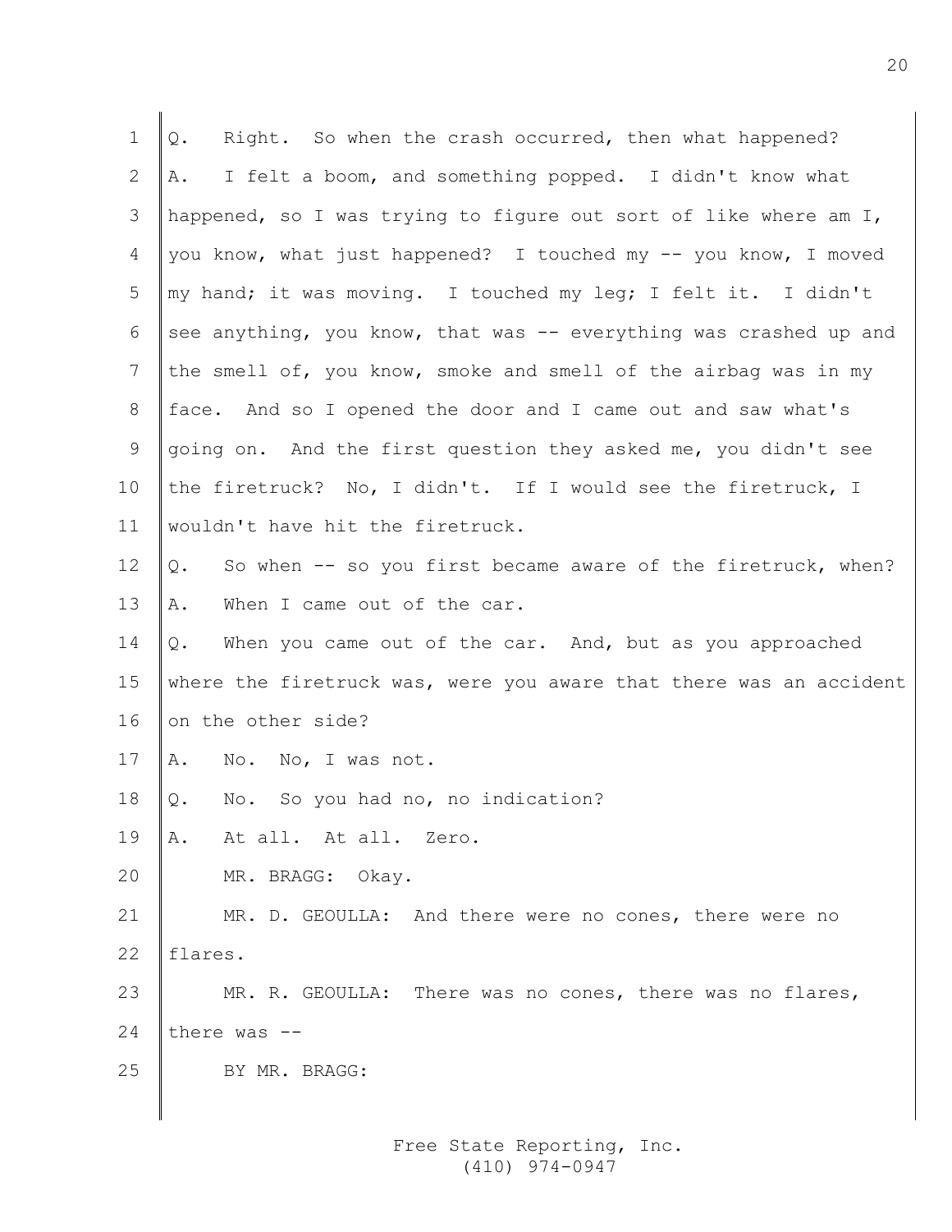Q. Right. So when the crash occurred, then what happened?

A. I felt a boom, and something popped. I didn't know what happened, so I was trying to figure out sort of like where am I, you know, what just happened? I touched my -- you know, I moved my hand; it was moving. I touched my leg; I felt it. I didn't see anything, you know, that was -- everything was crashed up and the smell of, you know, smoke and smell of the airbag was in my face. And so I opened the door and I came out and saw what's going on. And the first question they asked me, you didn't see the firetruck? No, I didn't. If I would see the firetruck, I wouldn't have hit the firetruck.

Q. So when -- so you first became aware of the firetruck, when?

A. When I came out of the car.

Q. When you came out of the car. And, but as you approached where the firetruck was, were you aware that there was an accident on the other side?

A. No. No, I was not.

Q. No. So you had no, no indication?

A. At all. At all. Zero.

MR. BRAGG: Okay.

MR. D. GEOULLA: And there were no cones, there were no flares.

MR. R. GEOULLA: There was no cones, there was no flares, there was --

BY MR. BRAGG: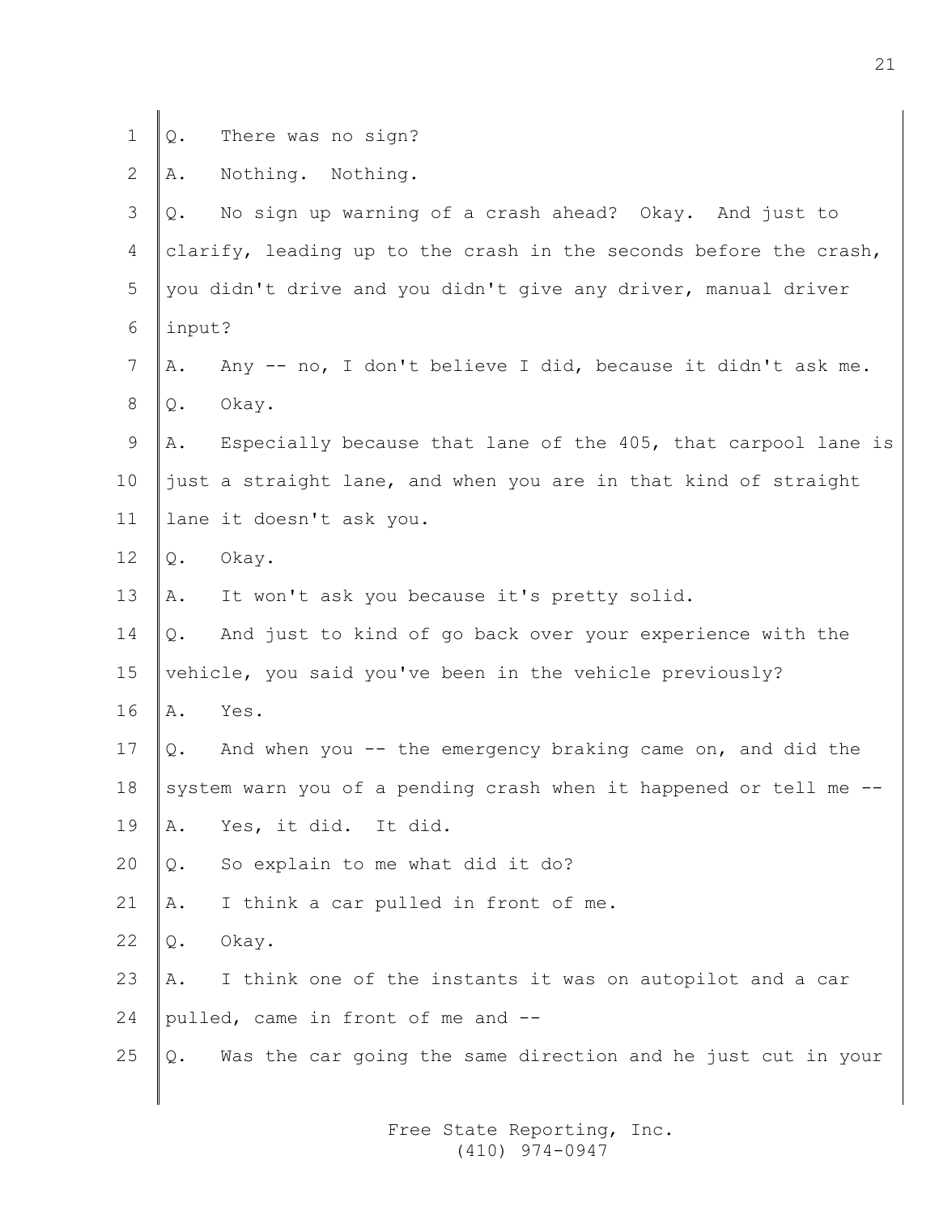Q. There was no sign?

A. Nothing. Nothing.

Q. No sign up warning of a crash ahead? Okay. And just to clarify, leading up to the crash in the seconds before the crash, you didn't drive and you didn't give any driver, manual driver input?

A. Any -- no, I don't believe I did, because it didn't ask me.

Q. Okay.

A. Especially because that lane of the 405, that carpool lane is just a straight lane, and when you are in that kind of straight lane it doesn't ask you.

Q. Okay.

A. It won't ask you because it's pretty solid.

Q. And just to kind of go back over your experience with the vehicle, you said you've been in the vehicle previously?

A. Yes.

Q. And when you -- the emergency braking came on, and did the system warn you of a pending crash when it happened or tell me --

A. Yes, it did. It did.

Q. So explain to me what did it do?

A. I think a car pulled in front of me.

Q. Okay.

A. I think one of the instants it was on autopilot and a car pulled, came in front of me and --

Q. Was the car going the same direction and he just cut in your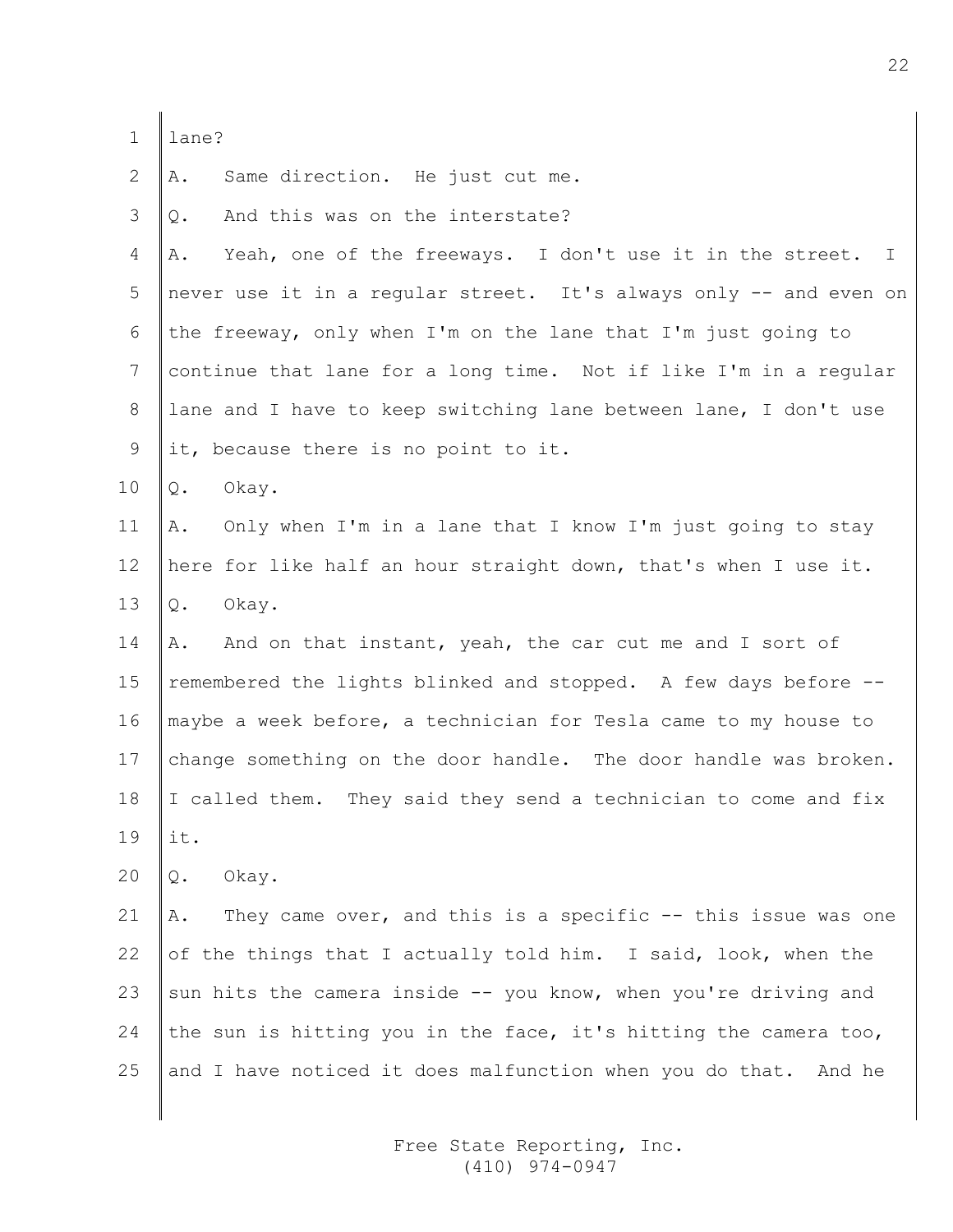lane?

A. Same direction. He just cut me.

Q. And this was on the interstate?

A. Yeah, one of the freeways. I don't use it in the street. I never use it in a regular street. It's always only -- and even on the freeway, only when I'm on the lane that I'm just going to continue that lane for a long time. Not if like I'm in a regular lane and I have to keep switching lane between lane, I don't use it, because there is no point to it.

Q. Okay.

A. Only when I'm in a lane that I know I'm just going to stay here for like half an hour straight down, that's when I use it.

Q. Okay.

A. And on that instant, yeah, the car cut me and I sort of remembered the lights blinked and stopped. A few days before -- maybe a week before, a technician for Tesla came to my house to change something on the door handle. The door handle was broken. I called them. They said they send a technician to come and fix it.

Q. Okay.

A. They came over, and this is a specific -- this issue was one of the things that I actually told him. I said, look, when the sun hits the camera inside -- you know, when you're driving and the sun is hitting you in the face, it's hitting the camera too, and I have noticed it does malfunction when you do that. And he

Free State Reporting, Inc.
(410) 974-0947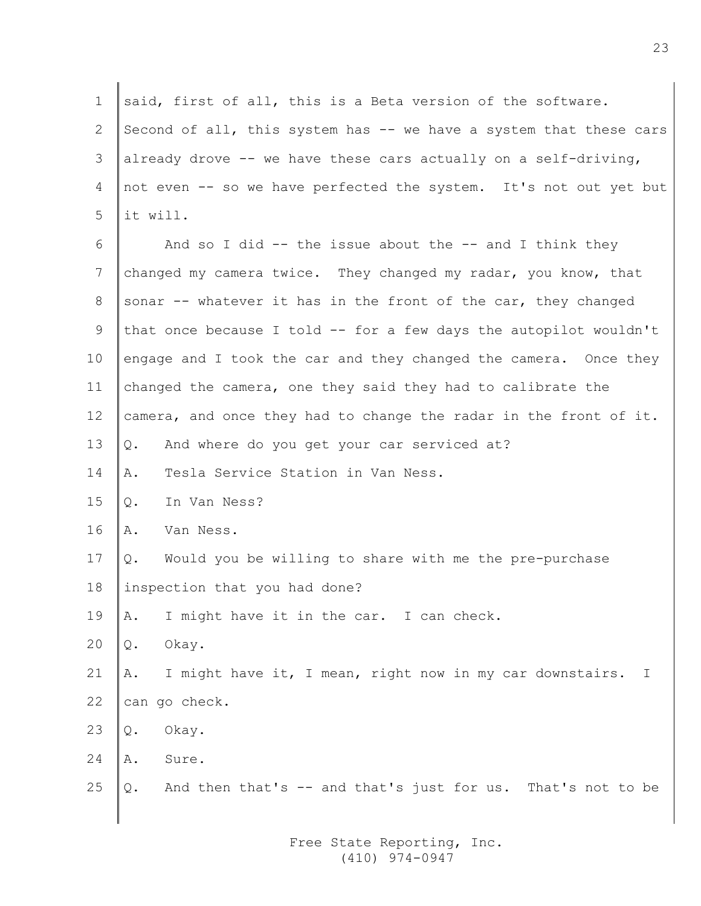said, first of all, this is a Beta version of the software. Second of all, this system has -- we have a system that these cars already drove -- we have these cars actually on a self-driving, not even -- so we have perfected the system. It's not out yet but it will.

And so I did -- the issue about the -- and I think they changed my camera twice. They changed my radar, you know, that sonar -- whatever it has in the front of the car, they changed that once because I told -- for a few days the autopilot wouldn't engage and I took the car and they changed the camera. Once they changed the camera, one they said they had to calibrate the camera, and once they had to change the radar in the front of it.

Q. And where do you get your car serviced at?

A. Tesla Service Station in Van Ness.

Q. In Van Ness?

A. Van Ness.

Q. Would you be willing to share with me the pre-purchase inspection that you had done?

A. I might have it in the car. I can check.

Q. Okay.

A. I might have it, I mean, right now in my car downstairs. I can go check.

Q. Okay.

A. Sure.

Q. And then that's -- and that's just for us. That's not to be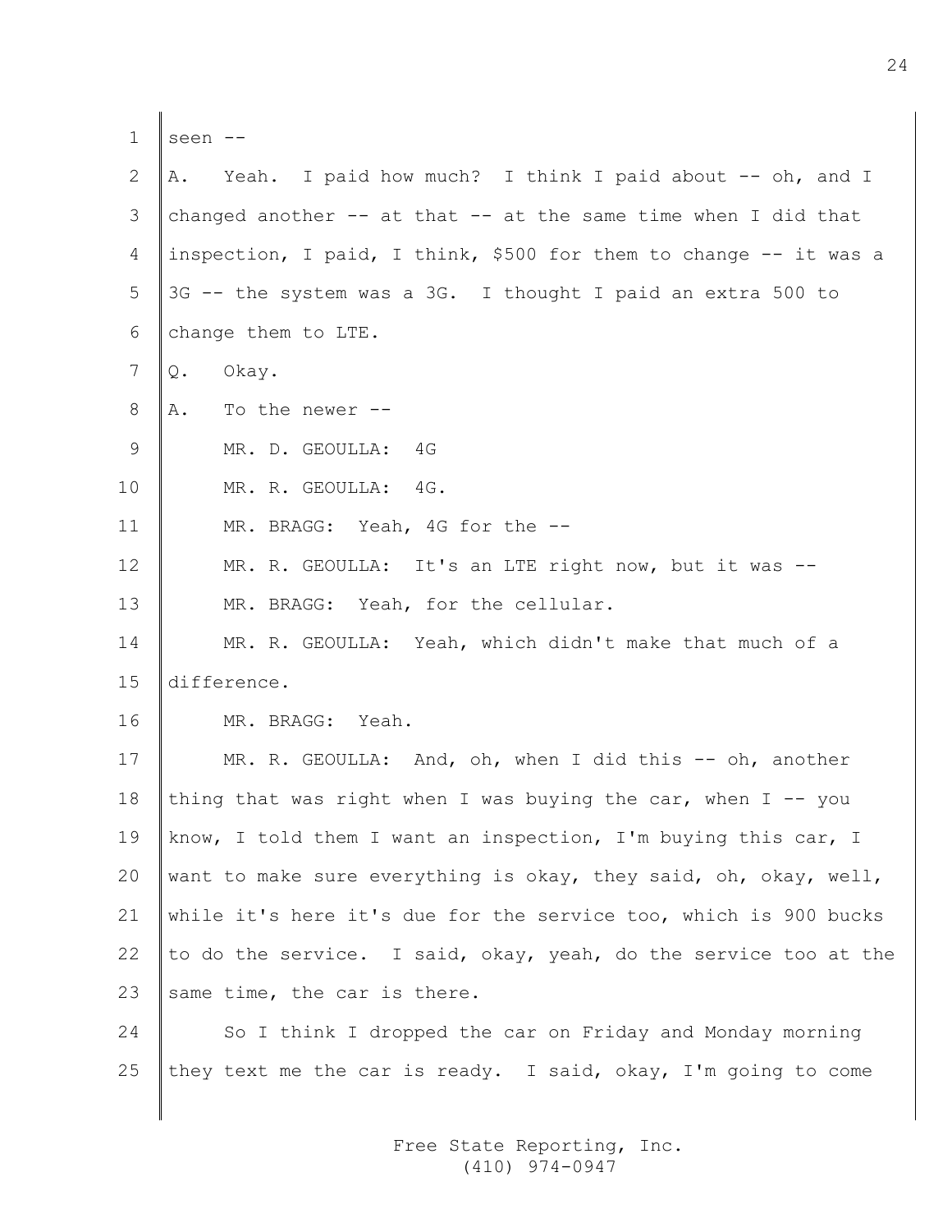seen --

A. Yeah. I paid how much? I think I paid about -- oh, and I changed another -- at that -- at the same time when I did that inspection, I paid, I think, $500 for them to change -- it was a 3G -- the system was a 3G. I thought I paid an extra 500 to change them to LTE.

Q. Okay.

A. To the newer --

MR. D. GEOULLA: 4G

MR. R. GEOULLA: 4G.

MR. BRAGG: Yeah, 4G for the --

MR. R. GEOULLA: It's an LTE right now, but it was --

MR. BRAGG: Yeah, for the cellular.

MR. R. GEOULLA: Yeah, which didn't make that much of a difference.

MR. BRAGG: Yeah.

MR. R. GEOULLA: And, oh, when I did this -- oh, another thing that was right when I was buying the car, when I -- you know, I told them I want an inspection, I'm buying this car, I want to make sure everything is okay, they said, oh, okay, well, while it's here it's due for the service too, which is 900 bucks to do the service. I said, okay, yeah, do the service too at the same time, the car is there.

So I think I dropped the car on Friday and Monday morning they text me the car is ready. I said, okay, I'm going to come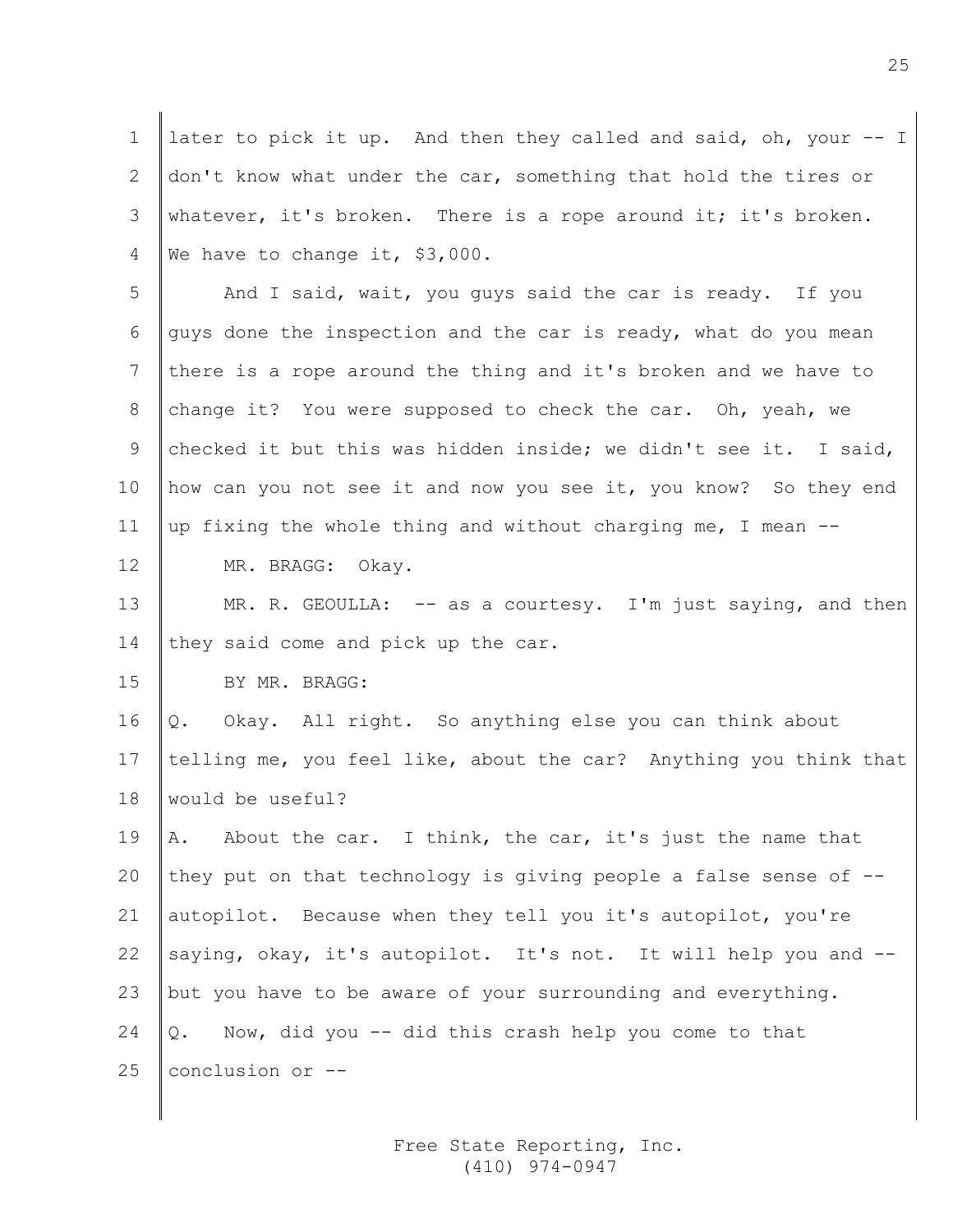later to pick it up. And then they called and said, oh, your -- I don't know what under the car, something that hold the tires or whatever, it's broken. There is a rope around it; it's broken. We have to change it, $3,000.

And I said, wait, you guys said the car is ready. If you guys done the inspection and the car is ready, what do you mean there is a rope around the thing and it's broken and we have to change it? You were supposed to check the car. Oh, yeah, we checked it but this was hidden inside; we didn't see it. I said, how can you not see it and now you see it, you know? So they end up fixing the whole thing and without charging me, I mean --

MR. BRAGG: Okay.

MR. R. GEOULLA: -- as a courtesy. I'm just saying, and then they said come and pick up the car.

BY MR. BRAGG:

Q. Okay. All right. So anything else you can think about telling me, you feel like, about the car? Anything you think that would be useful?

A. About the car. I think, the car, it's just the name that they put on that technology is giving people a false sense of -- autopilot. Because when they tell you it's autopilot, you're saying, okay, it's autopilot. It's not. It will help you and -- but you have to be aware of your surrounding and everything.

Q. Now, did you -- did this crash help you come to that conclusion or --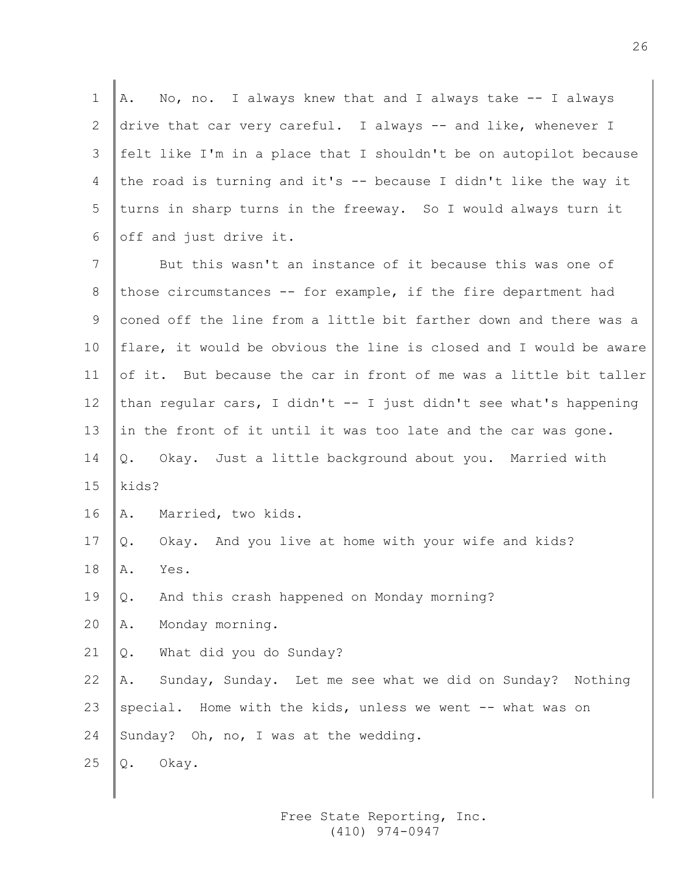A. No, no. I always knew that and I always take -- I always drive that car very careful. I always -- and like, whenever I felt like I'm in a place that I shouldn't be on autopilot because the road is turning and it's -- because I didn't like the way it turns in sharp turns in the freeway. So I would always turn it off and just drive it.

But this wasn't an instance of it because this was one of those circumstances -- for example, if the fire department had coned off the line from a little bit farther down and there was a flare, it would be obvious the line is closed and I would be aware of it. But because the car in front of me was a little bit taller than regular cars, I didn't -- I just didn't see what's happening in the front of it until it was too late and the car was gone.

Q. Okay. Just a little background about you. Married with kids?

A. Married, two kids.

Q. Okay. And you live at home with your wife and kids?

A. Yes.

Q. And this crash happened on Monday morning?

A. Monday morning.

Q. What did you do Sunday?

A. Sunday, Sunday. Let me see what we did on Sunday? Nothing special. Home with the kids, unless we went -- what was on Sunday? Oh, no, I was at the wedding.

Q. Okay.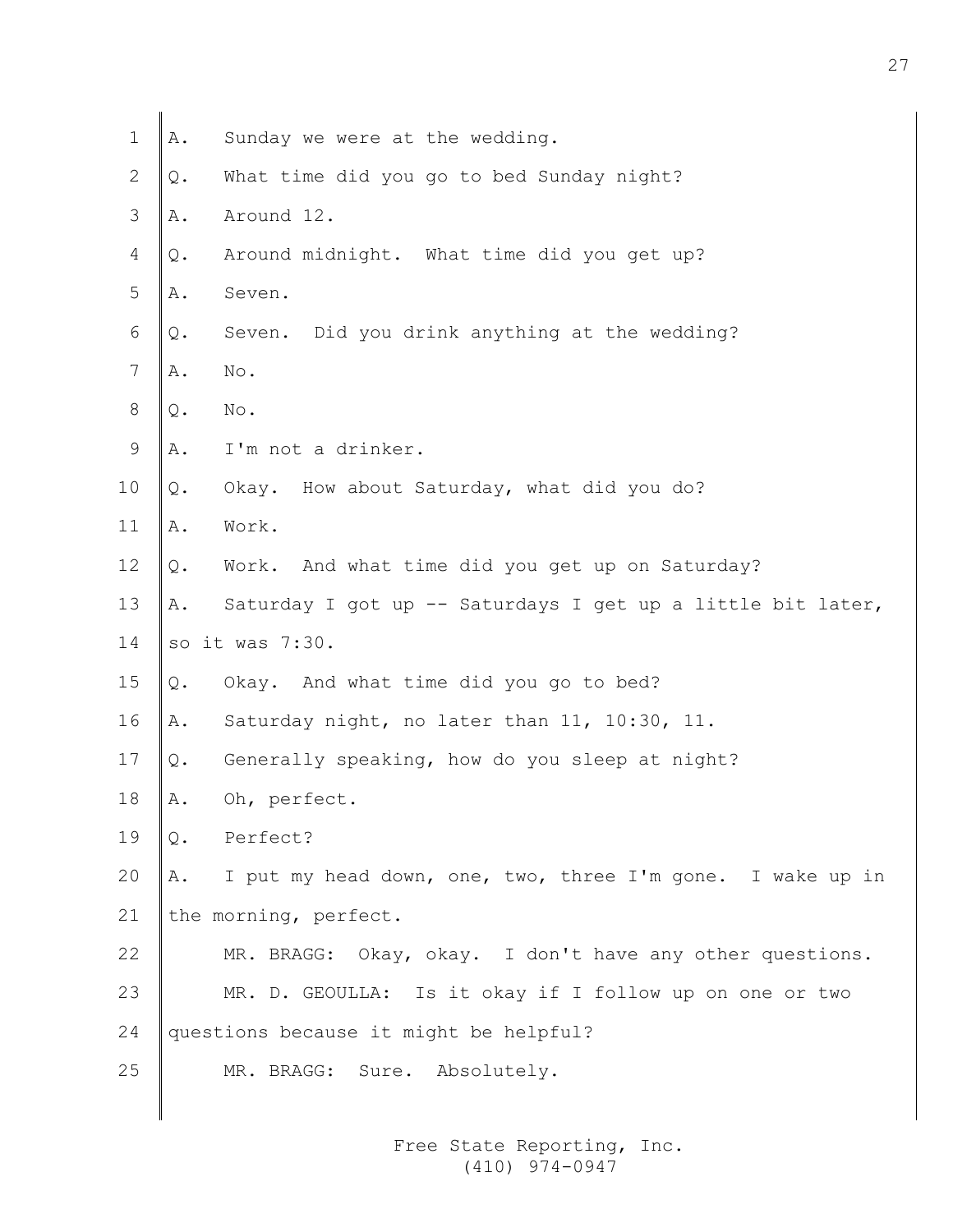1 A. Sunday we were at the wedding.

2 Q. What time did you go to bed Sunday night?

3 A. Around 12.

4 Q. Around midnight. What time did you get up?

5 A. Seven.

6 Q. Seven. Did you drink anything at the wedding?

7 A. No.

8 Q. No.

9 A. I'm not a drinker.

10 Q. Okay. How about Saturday, what did you do?

11 A. Work.

12 Q. Work. And what time did you get up on Saturday?

13 A. Saturday I got up -- Saturdays I get up a little bit later,

14 so it was 7:30.

15 Q. Okay. And what time did you go to bed?

16 A. Saturday night, no later than 11, 10:30, 11.

17 Q. Generally speaking, how do you sleep at night?

18 A. Oh, perfect.

19 Q. Perfect?

20 A. I put my head down, one, two, three I'm gone. I wake up in

21 the morning, perfect.

22 MR. BRAGG: Okay, okay. I don't have any other questions.

23 MR. D. GEOULLA: Is it okay if I follow up on one or two

24 questions because it might be helpful?

25 MR. BRAGG: Sure. Absolutely.

Free State Reporting, Inc.
(410) 974-0947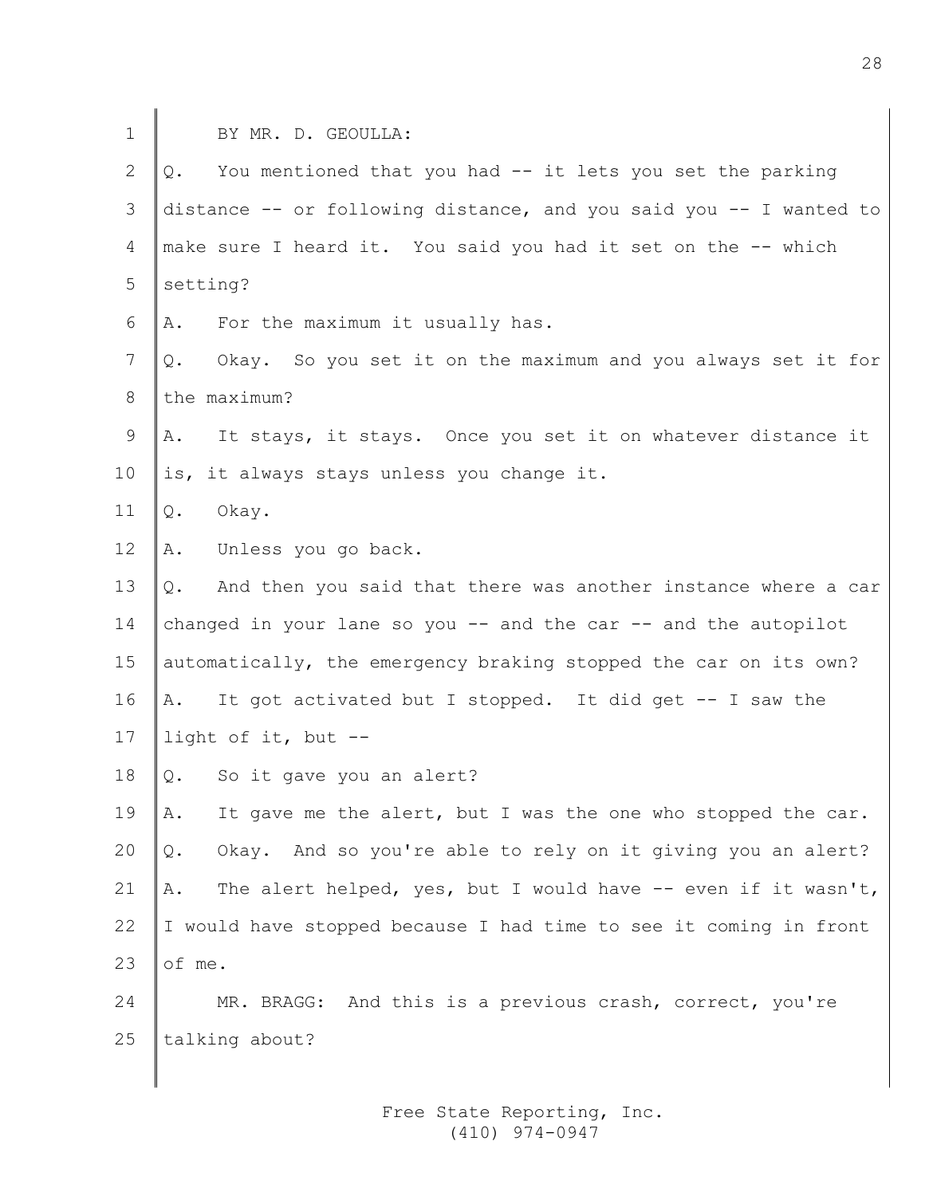BY MR. D. GEOULLA:

Q. You mentioned that you had -- it lets you set the parking distance -- or following distance, and you said you -- I wanted to make sure I heard it. You said you had it set on the -- which setting?

A. For the maximum it usually has.

Q. Okay. So you set it on the maximum and you always set it for the maximum?

A. It stays, it stays. Once you set it on whatever distance it is, it always stays unless you change it.

Q. Okay.

A. Unless you go back.

Q. And then you said that there was another instance where a car changed in your lane so you -- and the car -- and the autopilot automatically, the emergency braking stopped the car on its own?

A. It got activated but I stopped. It did get -- I saw the light of it, but --

Q. So it gave you an alert?

A. It gave me the alert, but I was the one who stopped the car.

Q. Okay. And so you're able to rely on it giving you an alert?

A. The alert helped, yes, but I would have -- even if it wasn't, I would have stopped because I had time to see it coming in front of me.

MR. BRAGG: And this is a previous crash, correct, you're talking about?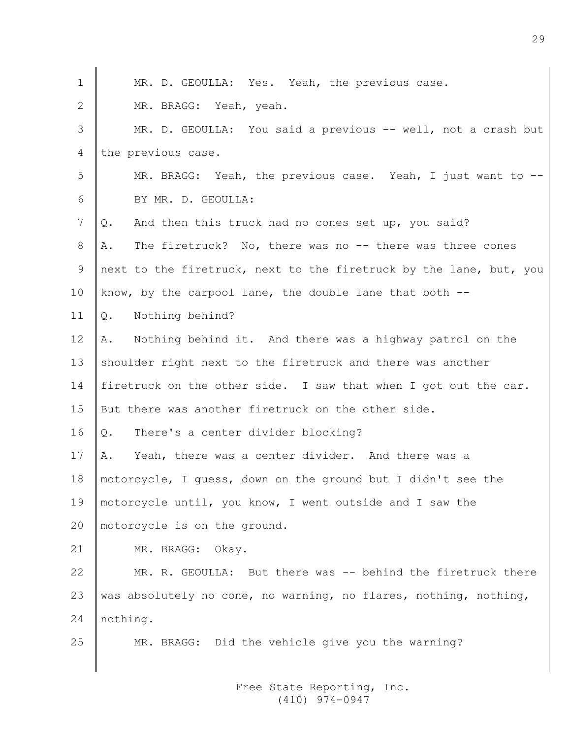MR. D. GEOULLA: Yes. Yeah, the previous case.

MR. BRAGG: Yeah, yeah.

MR. D. GEOULLA: You said a previous -- well, not a crash but the previous case.

MR. BRAGG: Yeah, the previous case. Yeah, I just want to --

BY MR. D. GEOULLA:

Q. And then this truck had no cones set up, you said?

A. The firetruck? No, there was no -- there was three cones next to the firetruck, next to the firetruck by the lane, but, you know, by the carpool lane, the double lane that both --

Q. Nothing behind?

A. Nothing behind it. And there was a highway patrol on the shoulder right next to the firetruck and there was another firetruck on the other side. I saw that when I got out the car. But there was another firetruck on the other side.

Q. There's a center divider blocking?

A. Yeah, there was a center divider. And there was a motorcycle, I guess, down on the ground but I didn't see the motorcycle until, you know, I went outside and I saw the motorcycle is on the ground.

MR. BRAGG: Okay.

MR. R. GEOULLA: But there was -- behind the firetruck there was absolutely no cone, no warning, no flares, nothing, nothing, nothing.

MR. BRAGG: Did the vehicle give you the warning?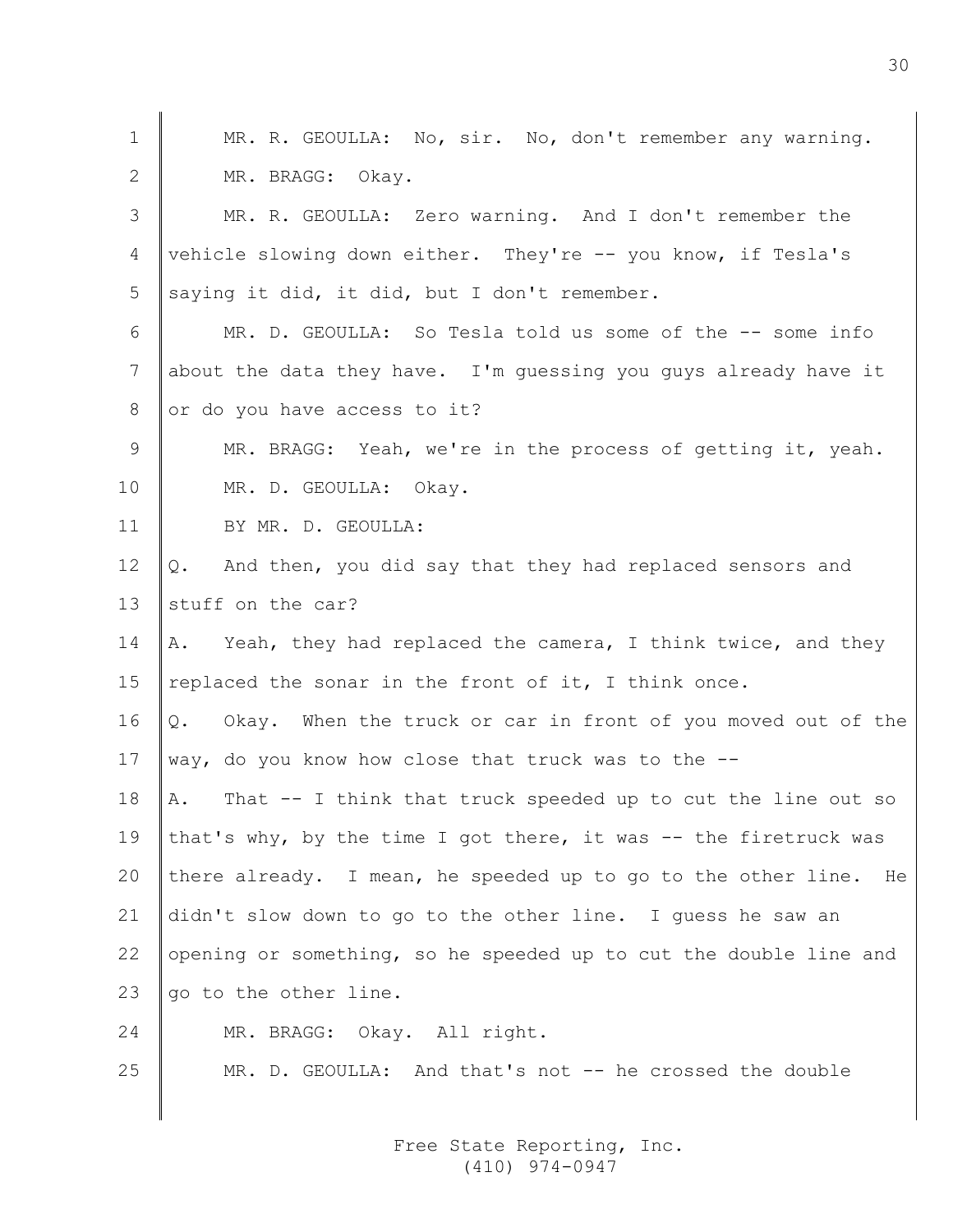MR. R. GEOULLA: No, sir. No, don't remember any warning.

MR. BRAGG: Okay.

MR. R. GEOULLA: Zero warning. And I don't remember the vehicle slowing down either. They're -- you know, if Tesla's saying it did, it did, but I don't remember.

MR. D. GEOULLA: So Tesla told us some of the -- some info about the data they have. I'm guessing you guys already have it or do you have access to it?

MR. BRAGG: Yeah, we're in the process of getting it, yeah.

MR. D. GEOULLA: Okay.

BY MR. D. GEOULLA:

Q. And then, you did say that they had replaced sensors and stuff on the car?

A. Yeah, they had replaced the camera, I think twice, and they replaced the sonar in the front of it, I think once.

Q. Okay. When the truck or car in front of you moved out of the way, do you know how close that truck was to the --

A. That -- I think that truck speeded up to cut the line out so that's why, by the time I got there, it was -- the firetruck was there already. I mean, he speeded up to go to the other line. He didn't slow down to go to the other line. I guess he saw an opening or something, so he speeded up to cut the double line and go to the other line.

MR. BRAGG: Okay. All right.

MR. D. GEOULLA: And that's not -- he crossed the double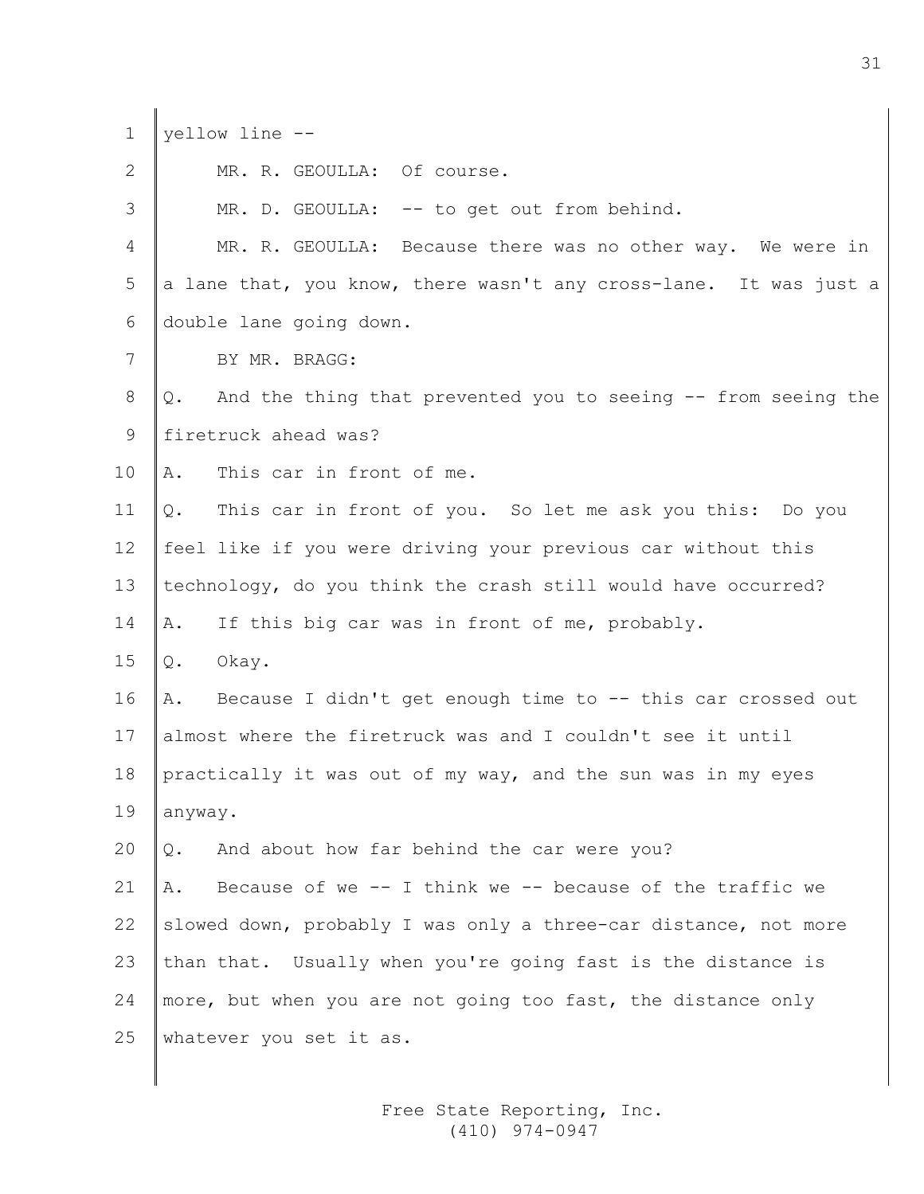yellow line --

MR. R. GEOULLA: Of course.

MR. D. GEOULLA: -- to get out from behind.

MR. R. GEOULLA: Because there was no other way. We were in a lane that, you know, there wasn't any cross-lane. It was just a double lane going down.

BY MR. BRAGG:

Q. And the thing that prevented you to seeing -- from seeing the firetruck ahead was?

A. This car in front of me.

Q. This car in front of you. So let me ask you this: Do you feel like if you were driving your previous car without this technology, do you think the crash still would have occurred?

A. If this big car was in front of me, probably.

Q. Okay.

A. Because I didn't get enough time to -- this car crossed out almost where the firetruck was and I couldn't see it until practically it was out of my way, and the sun was in my eyes anyway.

Q. And about how far behind the car were you?

A. Because of we -- I think we -- because of the traffic we slowed down, probably I was only a three-car distance, not more than that. Usually when you're going fast is the distance is more, but when you are not going too fast, the distance only whatever you set it as.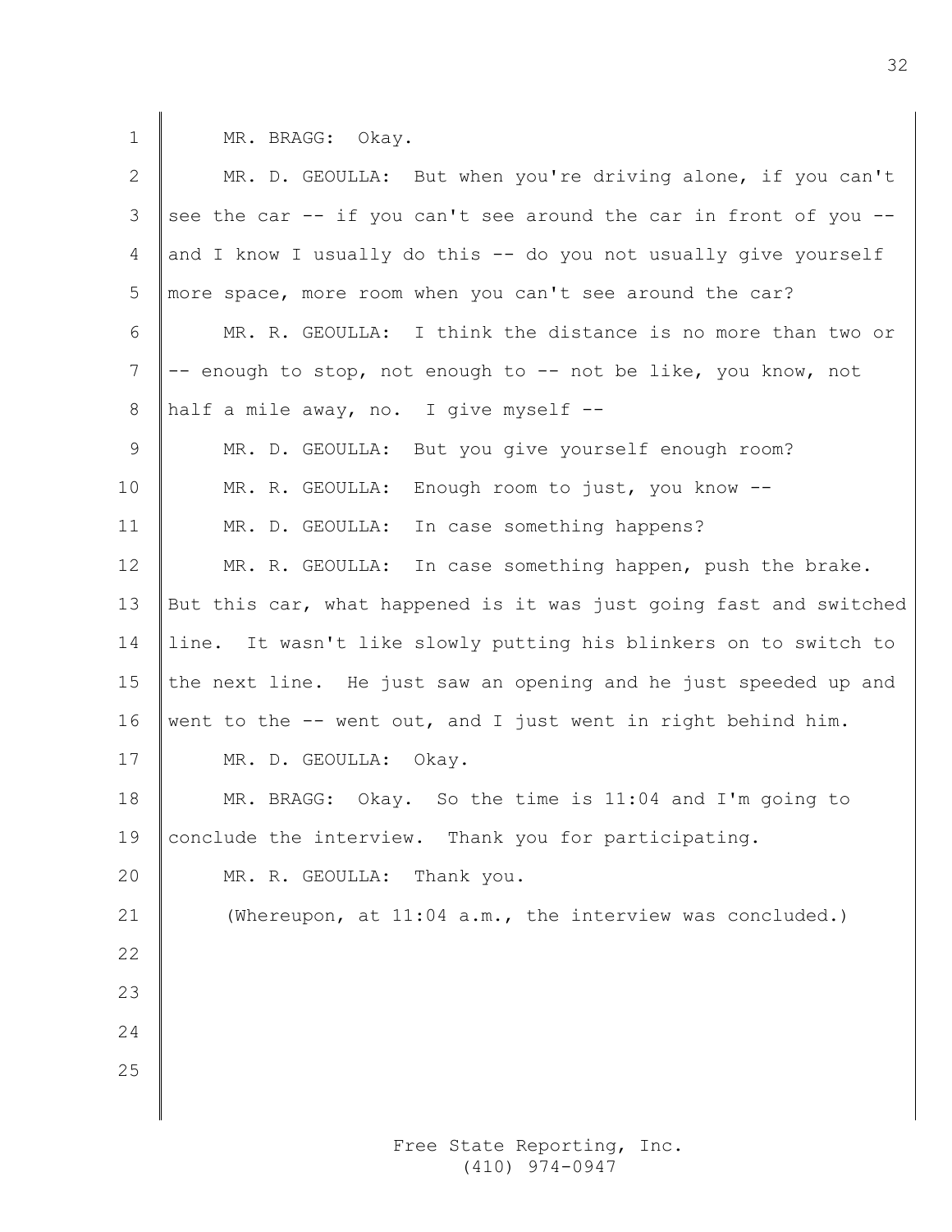MR. BRAGG: Okay.

MR. D. GEOULLA: But when you're driving alone, if you can't see the car -- if you can't see around the car in front of you -- and I know I usually do this -- do you not usually give yourself more space, more room when you can't see around the car?

MR. R. GEOULLA: I think the distance is no more than two or -- enough to stop, not enough to -- not be like, you know, not half a mile away, no. I give myself --

MR. D. GEOULLA: But you give yourself enough room?

MR. R. GEOULLA: Enough room to just, you know --

MR. D. GEOULLA: In case something happens?

MR. R. GEOULLA: In case something happen, push the brake. But this car, what happened is it was just going fast and switched line. It wasn't like slowly putting his blinkers on to switch to the next line. He just saw an opening and he just speeded up and went to the -- went out, and I just went in right behind him.

MR. D. GEOULLA: Okay.

MR. BRAGG: Okay. So the time is 11:04 and I'm going to conclude the interview. Thank you for participating.

MR. R. GEOULLA: Thank you.

(Whereupon, at 11:04 a.m., the interview was concluded.)

Free State Reporting, Inc.
(410) 974-0947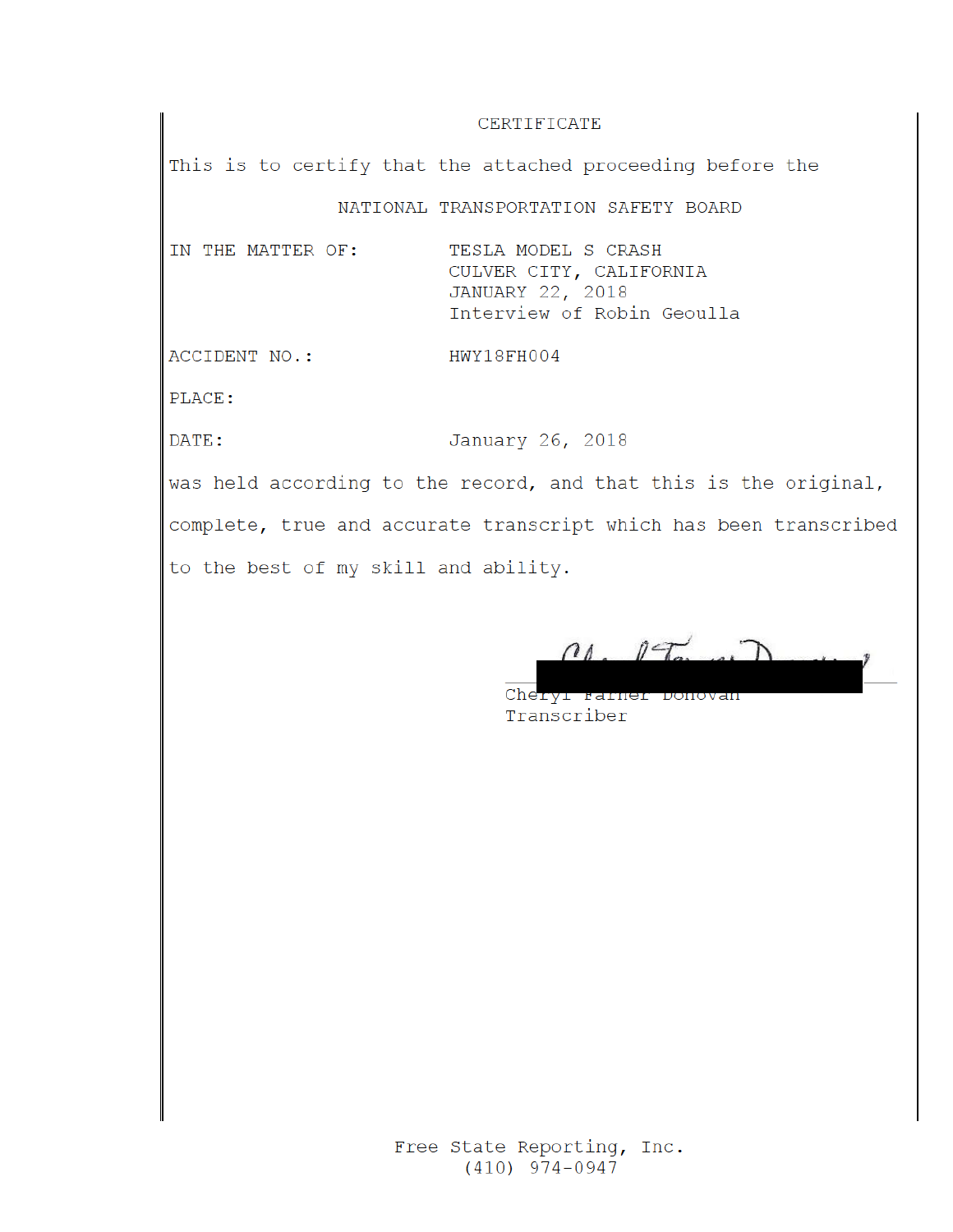CERTIFICATE

This is to certify that the attached proceeding before the

NATIONAL TRANSPORTATION SAFETY BOARD

IN THE MATTER OF: TESLA MODEL S CRASH
CULVER CITY, CALIFORNIA
JANUARY 22, 2018
Interview of Robin Geoulla

ACCIDENT NO.: HWY18FH004

PLACE:

DATE: January 26, 2018

was held according to the record, and that this is the original, complete, true and accurate transcript which has been transcribed to the best of my skill and ability.

Cheryl Farner Donovan
Transcriber